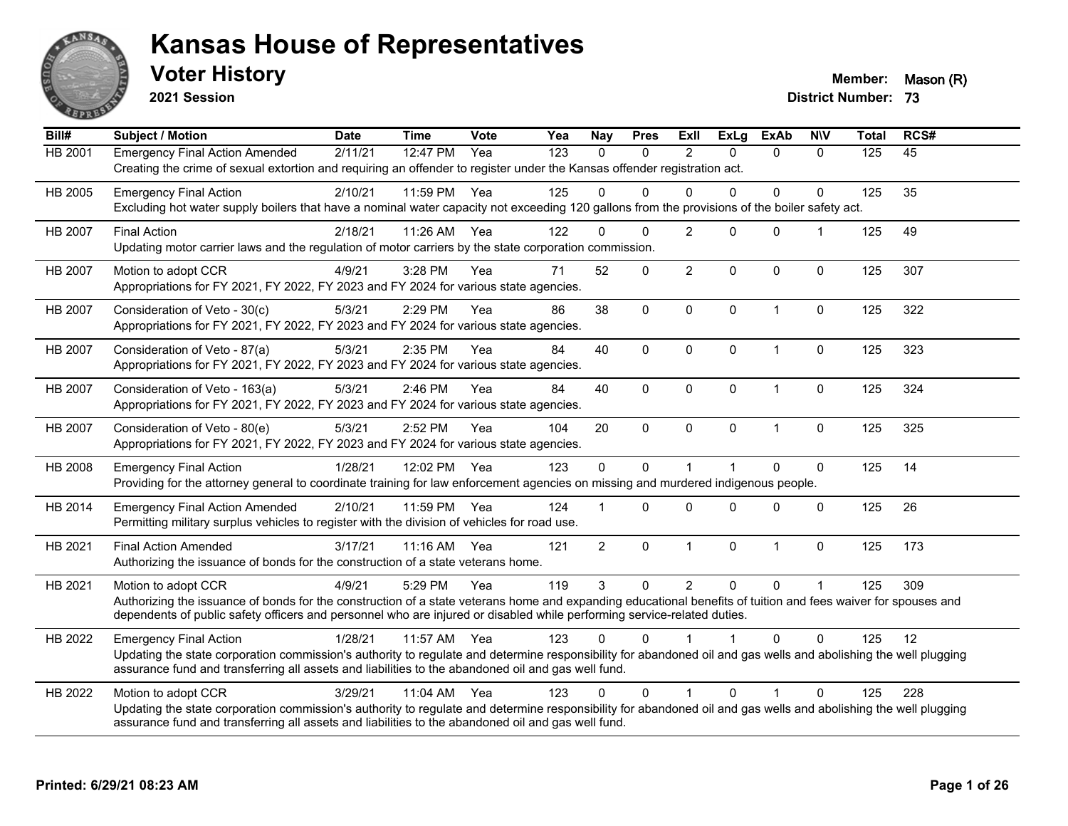# Kansas House of Representatives

## Voter History

**2021 Session**

**Member:** Mason (R)
**District Number:** 73

| Bill# | Subject / Motion | Date | Time | Vote | Yea | Nay | Pres | ExII | ExLg | ExAb | N\V | Total | RCS# |
|---|---|---|---|---|---|---|---|---|---|---|---|---|---|
| HB 2001 | Emergency Final Action Amended | 2/11/21 | 12:47 PM | Yea | 123 | 0 | 0 | 2 | 0 | 0 | 0 | 125 | 45 |
| | Creating the crime of sexual extortion and requiring an offender to register under the Kansas offender registration act. | | | | | | | | | | | | |
| HB 2005 | Emergency Final Action | 2/10/21 | 11:59 PM | Yea | 125 | 0 | 0 | 0 | 0 | 0 | 0 | 125 | 35 |
| | Excluding hot water supply boilers that have a nominal water capacity not exceeding 120 gallons from the provisions of the boiler safety act. | | | | | | | | | | | | |
| HB 2007 | Final Action | 2/18/21 | 11:26 AM | Yea | 122 | 0 | 0 | 2 | 0 | 0 | 1 | 125 | 49 |
| | Updating motor carrier laws and the regulation of motor carriers by the state corporation commission. | | | | | | | | | | | | |
| HB 2007 | Motion to adopt CCR | 4/9/21 | 3:28 PM | Yea | 71 | 52 | 0 | 2 | 0 | 0 | 0 | 125 | 307 |
| | Appropriations for FY 2021, FY 2022, FY 2023 and FY 2024 for various state agencies. | | | | | | | | | | | | |
| HB 2007 | Consideration of Veto - 30(c) | 5/3/21 | 2:29 PM | Yea | 86 | 38 | 0 | 0 | 0 | 1 | 0 | 125 | 322 |
| | Appropriations for FY 2021, FY 2022, FY 2023 and FY 2024 for various state agencies. | | | | | | | | | | | | |
| HB 2007 | Consideration of Veto - 87(a) | 5/3/21 | 2:35 PM | Yea | 84 | 40 | 0 | 0 | 0 | 1 | 0 | 125 | 323 |
| | Appropriations for FY 2021, FY 2022, FY 2023 and FY 2024 for various state agencies. | | | | | | | | | | | | |
| HB 2007 | Consideration of Veto - 163(a) | 5/3/21 | 2:46 PM | Yea | 84 | 40 | 0 | 0 | 0 | 1 | 0 | 125 | 324 |
| | Appropriations for FY 2021, FY 2022, FY 2023 and FY 2024 for various state agencies. | | | | | | | | | | | | |
| HB 2007 | Consideration of Veto - 80(e) | 5/3/21 | 2:52 PM | Yea | 104 | 20 | 0 | 0 | 0 | 1 | 0 | 125 | 325 |
| | Appropriations for FY 2021, FY 2022, FY 2023 and FY 2024 for various state agencies. | | | | | | | | | | | | |
| HB 2008 | Emergency Final Action | 1/28/21 | 12:02 PM | Yea | 123 | 0 | 0 | 1 | 1 | 0 | 0 | 125 | 14 |
| | Providing for the attorney general to coordinate training for law enforcement agencies on missing and murdered indigenous people. | | | | | | | | | | | | |
| HB 2014 | Emergency Final Action Amended | 2/10/21 | 11:59 PM | Yea | 124 | 1 | 0 | 0 | 0 | 0 | 0 | 125 | 26 |
| | Permitting military surplus vehicles to register with the division of vehicles for road use. | | | | | | | | | | | | |
| HB 2021 | Final Action Amended | 3/17/21 | 11:16 AM | Yea | 121 | 2 | 0 | 1 | 0 | 1 | 0 | 125 | 173 |
| | Authorizing the issuance of bonds for the construction of a state veterans home. | | | | | | | | | | | | |
| HB 2021 | Motion to adopt CCR | 4/9/21 | 5:29 PM | Yea | 119 | 3 | 0 | 2 | 0 | 0 | 1 | 125 | 309 |
| | Authorizing the issuance of bonds for the construction of a state veterans home and expanding educational benefits of tuition and fees waiver for spouses and dependents of public safety officers and personnel who are injured or disabled while performing service-related duties. | | | | | | | | | | | | |
| HB 2022 | Emergency Final Action | 1/28/21 | 11:57 AM | Yea | 123 | 0 | 0 | 1 | 1 | 0 | 0 | 125 | 12 |
| | Updating the state corporation commission's authority to regulate and determine responsibility for abandoned oil and gas wells and abolishing the well plugging assurance fund and transferring all assets and liabilities to the abandoned oil and gas well fund. | | | | | | | | | | | | |
| HB 2022 | Motion to adopt CCR | 3/29/21 | 11:04 AM | Yea | 123 | 0 | 0 | 1 | 0 | 1 | 0 | 125 | 228 |
| | Updating the state corporation commission's authority to regulate and determine responsibility for abandoned oil and gas wells and abolishing the well plugging assurance fund and transferring all assets and liabilities to the abandoned oil and gas well fund. | | | | | | | | | | | | |

**Printed: 6/29/21 08:23 AM**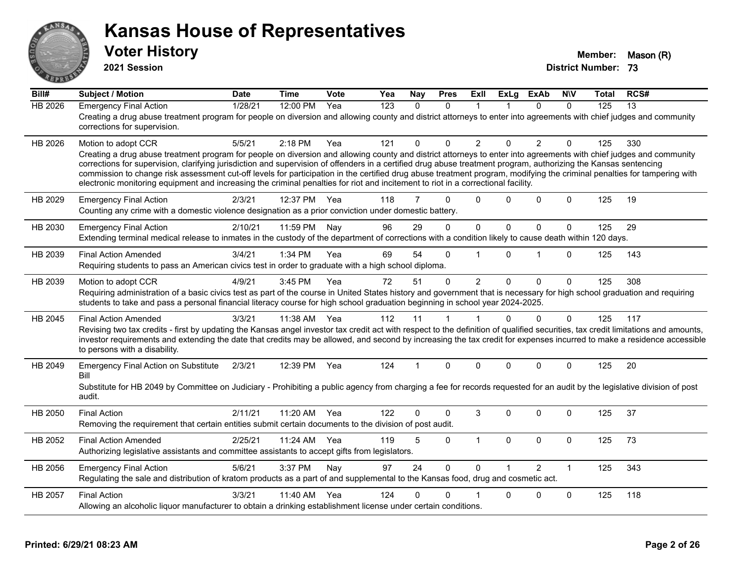# Kansas House of Representatives

## Voter History

**2021 Session**

**Member:** Mason (R)
**District Number:** 73

| Bill# | Subject / Motion | Date | Time | Vote | Yea | Nay | Pres | ExII | ExLg | ExAb | N\V | Total | RCS# |
|---|---|---|---|---|---|---|---|---|---|---|---|---|---|
| HB 2026 | Emergency Final Action | 1/28/21 | 12:00 PM | Yea | 123 | 0 | 0 | 1 | 1 | 0 | 0 | 125 | 13 |
| | Creating a drug abuse treatment program for people on diversion and allowing county and district attorneys to enter into agreements with chief judges and community corrections for supervision. | | | | | | | | | | | | |
| HB 2026 | Motion to adopt CCR | 5/5/21 | 2:18 PM | Yea | 121 | 0 | 0 | 2 | 0 | 2 | 0 | 125 | 330 |
| | Creating a drug abuse treatment program for people on diversion and allowing county and district attorneys to enter into agreements with chief judges and community corrections for supervision, clarifying jurisdiction and supervision of offenders in a certified drug abuse treatment program, authorizing the Kansas sentencing commission to change risk assessment cut-off levels for participation in the certified drug abuse treatment program, modifying the criminal penalties for tampering with electronic monitoring equipment and increasing the criminal penalties for riot and incitement to riot in a correctional facility. | | | | | | | | | | | | |
| HB 2029 | Emergency Final Action | 2/3/21 | 12:37 PM | Yea | 118 | 7 | 0 | 0 | 0 | 0 | 0 | 125 | 19 |
| | Counting any crime with a domestic violence designation as a prior conviction under domestic battery. | | | | | | | | | | | | |
| HB 2030 | Emergency Final Action | 2/10/21 | 11:59 PM | Nay | 96 | 29 | 0 | 0 | 0 | 0 | 0 | 125 | 29 |
| | Extending terminal medical release to inmates in the custody of the department of corrections with a condition likely to cause death within 120 days. | | | | | | | | | | | | |
| HB 2039 | Final Action Amended | 3/4/21 | 1:34 PM | Yea | 69 | 54 | 0 | 1 | 0 | 1 | 0 | 125 | 143 |
| | Requiring students to pass an American civics test in order to graduate with a high school diploma. | | | | | | | | | | | | |
| HB 2039 | Motion to adopt CCR | 4/9/21 | 3:45 PM | Yea | 72 | 51 | 0 | 2 | 0 | 0 | 0 | 125 | 308 |
| | Requiring administration of a basic civics test as part of the course in United States history and government that is necessary for high school graduation and requiring students to take and pass a personal financial literacy course for high school graduation beginning in school year 2024-2025. | | | | | | | | | | | | |
| HB 2045 | Final Action Amended | 3/3/21 | 11:38 AM | Yea | 112 | 11 | 1 | 1 | 0 | 0 | 0 | 125 | 117 |
| | Revising two tax credits - first by updating the Kansas angel investor tax credit act with respect to the definition of qualified securities, tax credit limitations and amounts, investor requirements and extending the date that credits may be allowed, and second by increasing the tax credit for expenses incurred to make a residence accessible to persons with a disability. | | | | | | | | | | | | |
| HB 2049 | Emergency Final Action on Substitute Bill | 2/3/21 | 12:39 PM | Yea | 124 | 1 | 0 | 0 | 0 | 0 | 0 | 125 | 20 |
| | Substitute for HB 2049 by Committee on Judiciary - Prohibiting a public agency from charging a fee for records requested for an audit by the legislative division of post audit. | | | | | | | | | | | | |
| HB 2050 | Final Action | 2/11/21 | 11:20 AM | Yea | 122 | 0 | 0 | 3 | 0 | 0 | 0 | 125 | 37 |
| | Removing the requirement that certain entities submit certain documents to the division of post audit. | | | | | | | | | | | | |
| HB 2052 | Final Action Amended | 2/25/21 | 11:24 AM | Yea | 119 | 5 | 0 | 1 | 0 | 0 | 0 | 125 | 73 |
| | Authorizing legislative assistants and committee assistants to accept gifts from legislators. | | | | | | | | | | | | |
| HB 2056 | Emergency Final Action | 5/6/21 | 3:37 PM | Nay | 97 | 24 | 0 | 0 | 1 | 2 | 1 | 125 | 343 |
| | Regulating the sale and distribution of kratom products as a part of and supplemental to the Kansas food, drug and cosmetic act. | | | | | | | | | | | | |
| HB 2057 | Final Action | 3/3/21 | 11:40 AM | Yea | 124 | 0 | 0 | 1 | 0 | 0 | 0 | 125 | 118 |
| | Allowing an alcoholic liquor manufacturer to obtain a drinking establishment license under certain conditions. | | | | | | | | | | | | |

**Printed: 6/29/21 08:23 AM**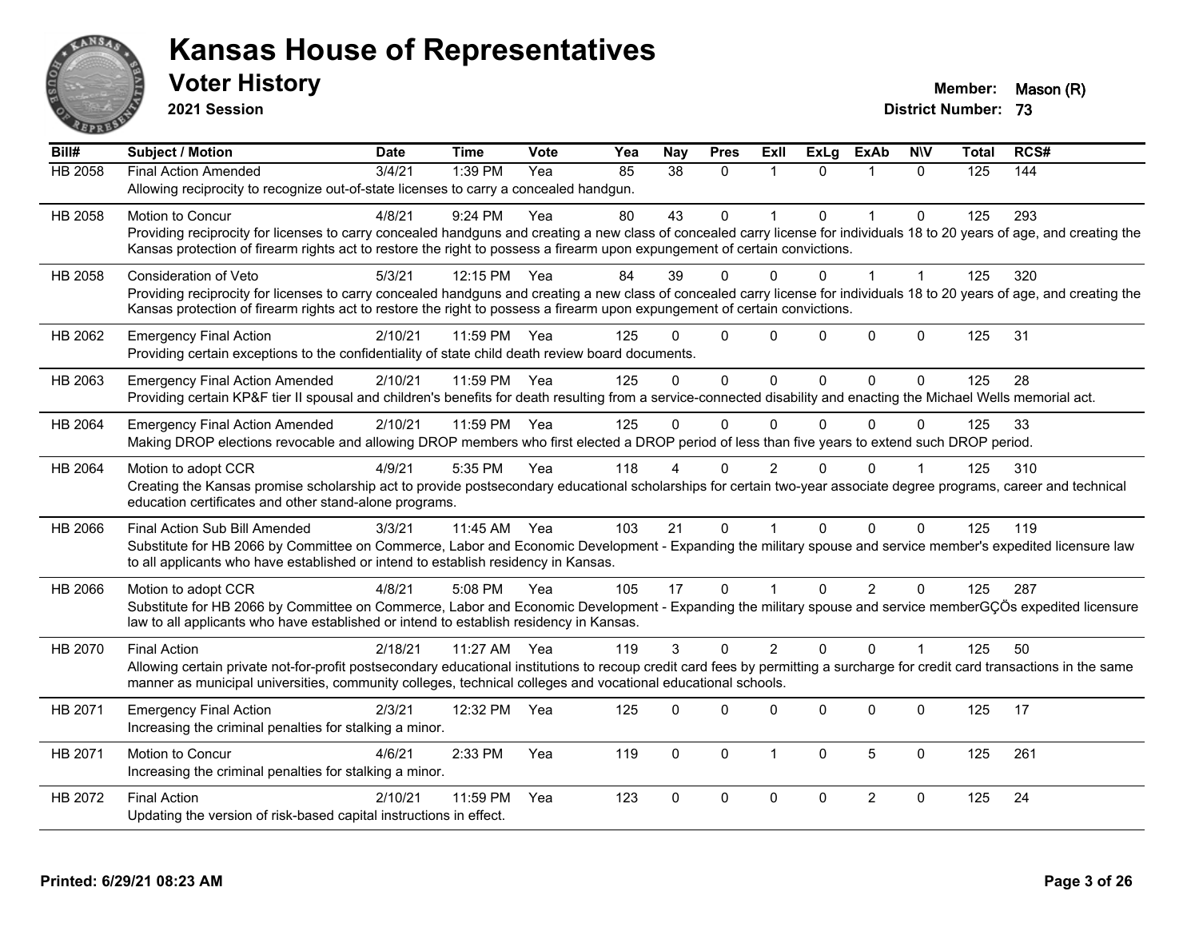# Kansas House of Representatives

## Voter History

**2021 Session**

**Member:** Mason (R)
**District Number:** 73

| Bill# | Subject / Motion | Date | Time | Vote | Yea | Nay | Pres | ExII | ExLg | ExAb | N\V | Total | RCS# |
|---|---|---|---|---|---|---|---|---|---|---|---|---|---|
| HB 2058 | Final Action Amended | 3/4/21 | 1:39 PM | Yea | 85 | 38 | 0 | 1 | 0 | 1 | 0 | 125 | 144 |
| | Allowing reciprocity to recognize out-of-state licenses to carry a concealed handgun. | | | | | | | | | | | | |
| HB 2058 | Motion to Concur | 4/8/21 | 9:24 PM | Yea | 80 | 43 | 0 | 1 | 0 | 1 | 0 | 125 | 293 |
| | Providing reciprocity for licenses to carry concealed handguns and creating a new class of concealed carry license for individuals 18 to 20 years of age, and creating the Kansas protection of firearm rights act to restore the right to possess a firearm upon expungement of certain convictions. | | | | | | | | | | | | |
| HB 2058 | Consideration of Veto | 5/3/21 | 12:15 PM | Yea | 84 | 39 | 0 | 0 | 0 | 1 | 1 | 125 | 320 |
| | Providing reciprocity for licenses to carry concealed handguns and creating a new class of concealed carry license for individuals 18 to 20 years of age, and creating the Kansas protection of firearm rights act to restore the right to possess a firearm upon expungement of certain convictions. | | | | | | | | | | | | |
| HB 2062 | Emergency Final Action | 2/10/21 | 11:59 PM | Yea | 125 | 0 | 0 | 0 | 0 | 0 | 0 | 125 | 31 |
| | Providing certain exceptions to the confidentiality of state child death review board documents. | | | | | | | | | | | | |
| HB 2063 | Emergency Final Action Amended | 2/10/21 | 11:59 PM | Yea | 125 | 0 | 0 | 0 | 0 | 0 | 0 | 125 | 28 |
| | Providing certain KP&F tier II spousal and children's benefits for death resulting from a service-connected disability and enacting the Michael Wells memorial act. | | | | | | | | | | | | |
| HB 2064 | Emergency Final Action Amended | 2/10/21 | 11:59 PM | Yea | 125 | 0 | 0 | 0 | 0 | 0 | 0 | 125 | 33 |
| | Making DROP elections revocable and allowing DROP members who first elected a DROP period of less than five years to extend such DROP period. | | | | | | | | | | | | |
| HB 2064 | Motion to adopt CCR | 4/9/21 | 5:35 PM | Yea | 118 | 4 | 0 | 2 | 0 | 0 | 1 | 125 | 310 |
| | Creating the Kansas promise scholarship act to provide postsecondary educational scholarships for certain two-year associate degree programs, career and technical education certificates and other stand-alone programs. | | | | | | | | | | | | |
| HB 2066 | Final Action Sub Bill Amended | 3/3/21 | 11:45 AM | Yea | 103 | 21 | 0 | 1 | 0 | 0 | 0 | 125 | 119 |
| | Substitute for HB 2066 by Committee on Commerce, Labor and Economic Development - Expanding the military spouse and service member's expedited licensure law to all applicants who have established or intend to establish residency in Kansas. | | | | | | | | | | | | |
| HB 2066 | Motion to adopt CCR | 4/8/21 | 5:08 PM | Yea | 105 | 17 | 0 | 1 | 0 | 2 | 0 | 125 | 287 |
| | Substitute for HB 2066 by Committee on Commerce, Labor and Economic Development - Expanding the military spouse and service memberGÇÖs expedited licensure law to all applicants who have established or intend to establish residency in Kansas. | | | | | | | | | | | | |
| HB 2070 | Final Action | 2/18/21 | 11:27 AM | Yea | 119 | 3 | 0 | 2 | 0 | 0 | 1 | 125 | 50 |
| | Allowing certain private not-for-profit postsecondary educational institutions to recoup credit card fees by permitting a surcharge for credit card transactions in the same manner as municipal universities, community colleges, technical colleges and vocational educational schools. | | | | | | | | | | | | |
| HB 2071 | Emergency Final Action | 2/3/21 | 12:32 PM | Yea | 125 | 0 | 0 | 0 | 0 | 0 | 0 | 125 | 17 |
| | Increasing the criminal penalties for stalking a minor. | | | | | | | | | | | | |
| HB 2071 | Motion to Concur | 4/6/21 | 2:33 PM | Yea | 119 | 0 | 0 | 1 | 0 | 5 | 0 | 125 | 261 |
| | Increasing the criminal penalties for stalking a minor. | | | | | | | | | | | | |
| HB 2072 | Final Action | 2/10/21 | 11:59 PM | Yea | 123 | 0 | 0 | 0 | 0 | 2 | 0 | 125 | 24 |
| | Updating the version of risk-based capital instructions in effect. | | | | | | | | | | | | |

**Printed: 6/29/21 08:23 AM**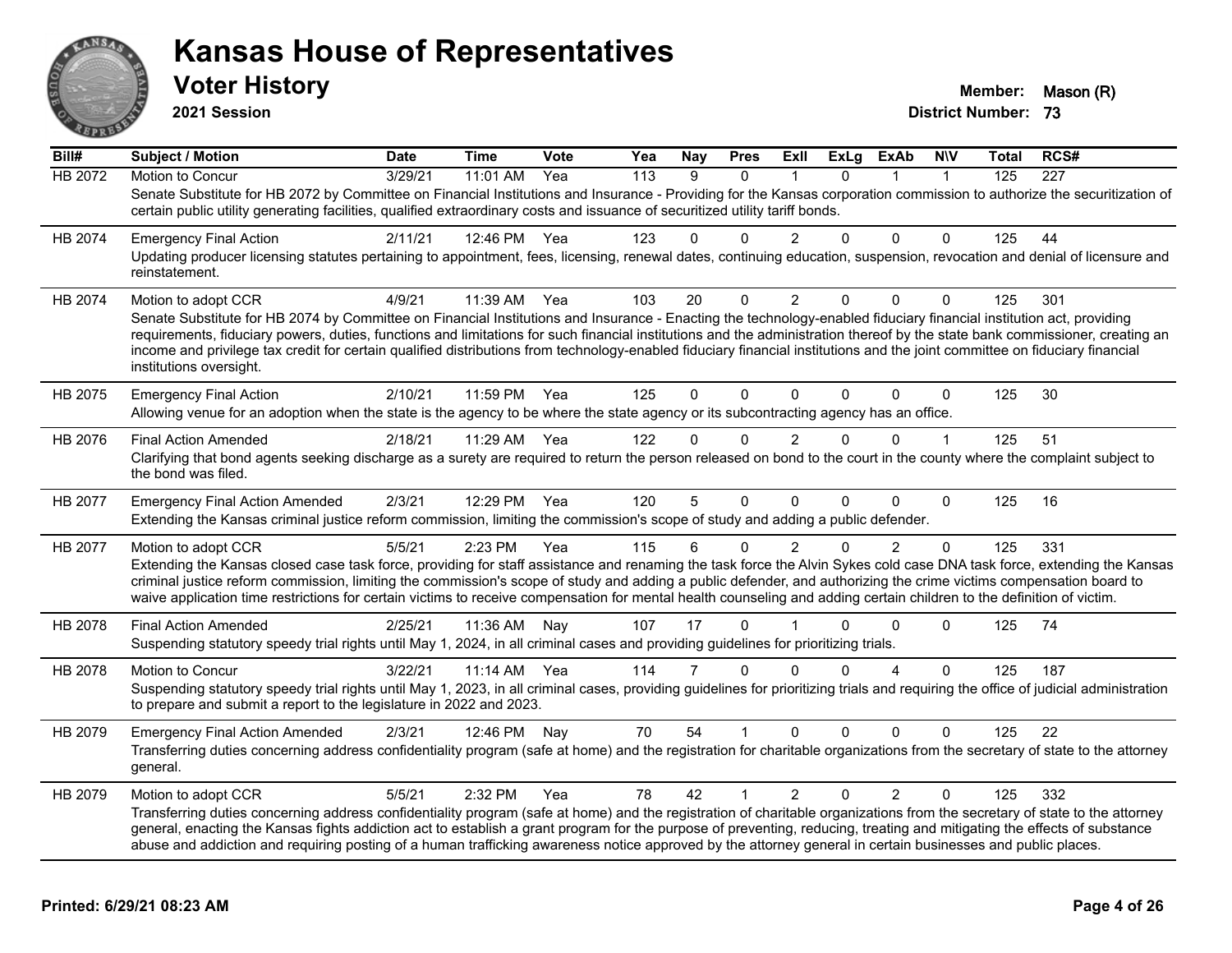# Kansas House of Representatives

## Voter History

**2021 Session**

**Member:** Mason (R)
**District Number:** 73

| Bill# | Subject / Motion | Date | Time | Vote | Yea | Nay | Pres | ExII | ExLg | ExAb | N\V | Total | RCS# |
|---|---|---|---|---|---|---|---|---|---|---|---|---|---|
| HB 2072 | Motion to Concur | 3/29/21 | 11:01 AM | Yea | 113 | 9 | 0 | 1 | 0 | 1 | 1 | 125 | 227 |
| | Senate Substitute for HB 2072 by Committee on Financial Institutions and Insurance - Providing for the Kansas corporation commission to authorize the securitization of certain public utility generating facilities, qualified extraordinary costs and issuance of securitized utility tariff bonds. | | | | | | | | | | | | |
| HB 2074 | Emergency Final Action | 2/11/21 | 12:46 PM | Yea | 123 | 0 | 0 | 2 | 0 | 0 | 0 | 125 | 44 |
| | Updating producer licensing statutes pertaining to appointment, fees, licensing, renewal dates, continuing education, suspension, revocation and denial of licensure and reinstatement. | | | | | | | | | | | | |
| HB 2074 | Motion to adopt CCR | 4/9/21 | 11:39 AM | Yea | 103 | 20 | 0 | 2 | 0 | 0 | 0 | 125 | 301 |
| | Senate Substitute for HB 2074 by Committee on Financial Institutions and Insurance - Enacting the technology-enabled fiduciary financial institution act, providing requirements, fiduciary powers, duties, functions and limitations for such financial institutions and the administration thereof by the state bank commissioner, creating an income and privilege tax credit for certain qualified distributions from technology-enabled fiduciary financial institutions and the joint committee on fiduciary financial institutions oversight. | | | | | | | | | | | | |
| HB 2075 | Emergency Final Action | 2/10/21 | 11:59 PM | Yea | 125 | 0 | 0 | 0 | 0 | 0 | 0 | 125 | 30 |
| | Allowing venue for an adoption when the state is the agency to be where the state agency or its subcontracting agency has an office. | | | | | | | | | | | | |
| HB 2076 | Final Action Amended | 2/18/21 | 11:29 AM | Yea | 122 | 0 | 0 | 2 | 0 | 0 | 1 | 125 | 51 |
| | Clarifying that bond agents seeking discharge as a surety are required to return the person released on bond to the court in the county where the complaint subject to the bond was filed. | | | | | | | | | | | | |
| HB 2077 | Emergency Final Action Amended | 2/3/21 | 12:29 PM | Yea | 120 | 5 | 0 | 0 | 0 | 0 | 0 | 125 | 16 |
| | Extending the Kansas criminal justice reform commission, limiting the commission's scope of study and adding a public defender. | | | | | | | | | | | | |
| HB 2077 | Motion to adopt CCR | 5/5/21 | 2:23 PM | Yea | 115 | 6 | 0 | 2 | 0 | 2 | 0 | 125 | 331 |
| | Extending the Kansas closed case task force, providing for staff assistance and renaming the task force the Alvin Sykes cold case DNA task force, extending the Kansas criminal justice reform commission, limiting the commission's scope of study and adding a public defender, and authorizing the crime victims compensation board to waive application time restrictions for certain victims to receive compensation for mental health counseling and adding certain children to the definition of victim. | | | | | | | | | | | | |
| HB 2078 | Final Action Amended | 2/25/21 | 11:36 AM | Nay | 107 | 17 | 0 | 1 | 0 | 0 | 0 | 125 | 74 |
| | Suspending statutory speedy trial rights until May 1, 2024, in all criminal cases and providing guidelines for prioritizing trials. | | | | | | | | | | | | |
| HB 2078 | Motion to Concur | 3/22/21 | 11:14 AM | Yea | 114 | 7 | 0 | 0 | 0 | 4 | 0 | 125 | 187 |
| | Suspending statutory speedy trial rights until May 1, 2023, in all criminal cases, providing guidelines for prioritizing trials and requiring the office of judicial administration to prepare and submit a report to the legislature in 2022 and 2023. | | | | | | | | | | | | |
| HB 2079 | Emergency Final Action Amended | 2/3/21 | 12:46 PM | Nay | 70 | 54 | 1 | 0 | 0 | 0 | 0 | 125 | 22 |
| | Transferring duties concerning address confidentiality program (safe at home) and the registration for charitable organizations from the secretary of state to the attorney general. | | | | | | | | | | | | |
| HB 2079 | Motion to adopt CCR | 5/5/21 | 2:32 PM | Yea | 78 | 42 | 1 | 2 | 0 | 2 | 0 | 125 | 332 |
| | Transferring duties concerning address confidentiality program (safe at home) and the registration of charitable organizations from the secretary of state to the attorney general, enacting the Kansas fights addiction act to establish a grant program for the purpose of preventing, reducing, treating and mitigating the effects of substance abuse and addiction and requiring posting of a human trafficking awareness notice approved by the attorney general in certain businesses and public places. | | | | | | | | | | | | |

**Printed: 6/29/21 08:23 AM**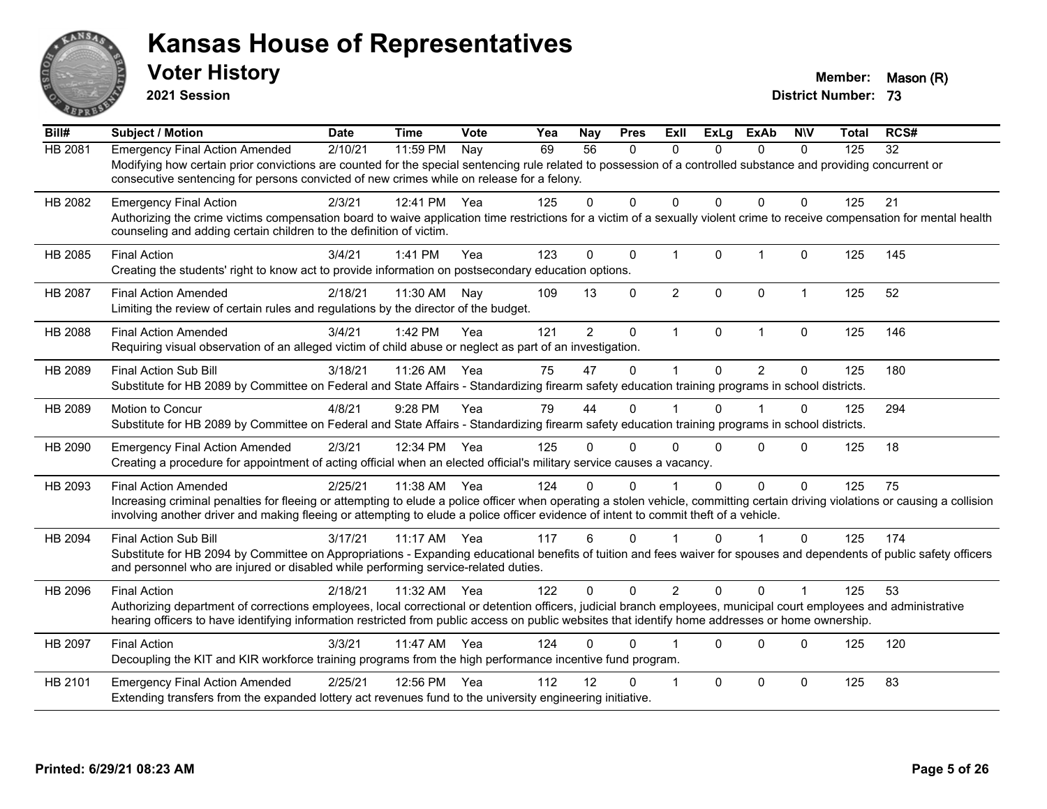# Kansas House of Representatives

## Voter History

**2021 Session**

**Member:** Mason (R)
**District Number:** 73

| Bill# | Subject / Motion | Date | Time | Vote | Yea | Nay | Pres | ExII | ExLg | ExAb | N\V | Total | RCS# |
|---|---|---|---|---|---|---|---|---|---|---|---|---|---|
| HB 2081 | Emergency Final Action Amended | 2/10/21 | 11:59 PM | Nay | 69 | 56 | 0 | 0 | 0 | 0 | 0 | 125 | 32 |
| | Modifying how certain prior convictions are counted for the special sentencing rule related to possession of a controlled substance and providing concurrent or consecutive sentencing for persons convicted of new crimes while on release for a felony. | | | | | | | | | | | | |
| HB 2082 | Emergency Final Action | 2/3/21 | 12:41 PM | Yea | 125 | 0 | 0 | 0 | 0 | 0 | 0 | 125 | 21 |
| | Authorizing the crime victims compensation board to waive application time restrictions for a victim of a sexually violent crime to receive compensation for mental health counseling and adding certain children to the definition of victim. | | | | | | | | | | | | |
| HB 2085 | Final Action | 3/4/21 | 1:41 PM | Yea | 123 | 0 | 0 | 1 | 0 | 1 | 0 | 125 | 145 |
| | Creating the students' right to know act to provide information on postsecondary education options. | | | | | | | | | | | | |
| HB 2087 | Final Action Amended | 2/18/21 | 11:30 AM | Nay | 109 | 13 | 0 | 2 | 0 | 0 | 1 | 125 | 52 |
| | Limiting the review of certain rules and regulations by the director of the budget. | | | | | | | | | | | | |
| HB 2088 | Final Action Amended | 3/4/21 | 1:42 PM | Yea | 121 | 2 | 0 | 1 | 0 | 1 | 0 | 125 | 146 |
| | Requiring visual observation of an alleged victim of child abuse or neglect as part of an investigation. | | | | | | | | | | | | |
| HB 2089 | Final Action Sub Bill | 3/18/21 | 11:26 AM | Yea | 75 | 47 | 0 | 1 | 0 | 2 | 0 | 125 | 180 |
| | Substitute for HB 2089 by Committee on Federal and State Affairs - Standardizing firearm safety education training programs in school districts. | | | | | | | | | | | | |
| HB 2089 | Motion to Concur | 4/8/21 | 9:28 PM | Yea | 79 | 44 | 0 | 1 | 0 | 1 | 0 | 125 | 294 |
| | Substitute for HB 2089 by Committee on Federal and State Affairs - Standardizing firearm safety education training programs in school districts. | | | | | | | | | | | | |
| HB 2090 | Emergency Final Action Amended | 2/3/21 | 12:34 PM | Yea | 125 | 0 | 0 | 0 | 0 | 0 | 0 | 125 | 18 |
| | Creating a procedure for appointment of acting official when an elected official's military service causes a vacancy. | | | | | | | | | | | | |
| HB 2093 | Final Action Amended | 2/25/21 | 11:38 AM | Yea | 124 | 0 | 0 | 1 | 0 | 0 | 0 | 125 | 75 |
| | Increasing criminal penalties for fleeing or attempting to elude a police officer when operating a stolen vehicle, committing certain driving violations or causing a collision involving another driver and making fleeing or attempting to elude a police officer evidence of intent to commit theft of a vehicle. | | | | | | | | | | | | |
| HB 2094 | Final Action Sub Bill | 3/17/21 | 11:17 AM | Yea | 117 | 6 | 0 | 1 | 0 | 1 | 0 | 125 | 174 |
| | Substitute for HB 2094 by Committee on Appropriations - Expanding educational benefits of tuition and fees waiver for spouses and dependents of public safety officers and personnel who are injured or disabled while performing service-related duties. | | | | | | | | | | | | |
| HB 2096 | Final Action | 2/18/21 | 11:32 AM | Yea | 122 | 0 | 0 | 2 | 0 | 0 | 1 | 125 | 53 |
| | Authorizing department of corrections employees, local correctional or detention officers, judicial branch employees, municipal court employees and administrative hearing officers to have identifying information restricted from public access on public websites that identify home addresses or home ownership. | | | | | | | | | | | | |
| HB 2097 | Final Action | 3/3/21 | 11:47 AM | Yea | 124 | 0 | 0 | 1 | 0 | 0 | 0 | 125 | 120 |
| | Decoupling the KIT and KIR workforce training programs from the high performance incentive fund program. | | | | | | | | | | | | |
| HB 2101 | Emergency Final Action Amended | 2/25/21 | 12:56 PM | Yea | 112 | 12 | 0 | 1 | 0 | 0 | 0 | 125 | 83 |
| | Extending transfers from the expanded lottery act revenues fund to the university engineering initiative. | | | | | | | | | | | | |

**Printed: 6/29/21 08:23 AM**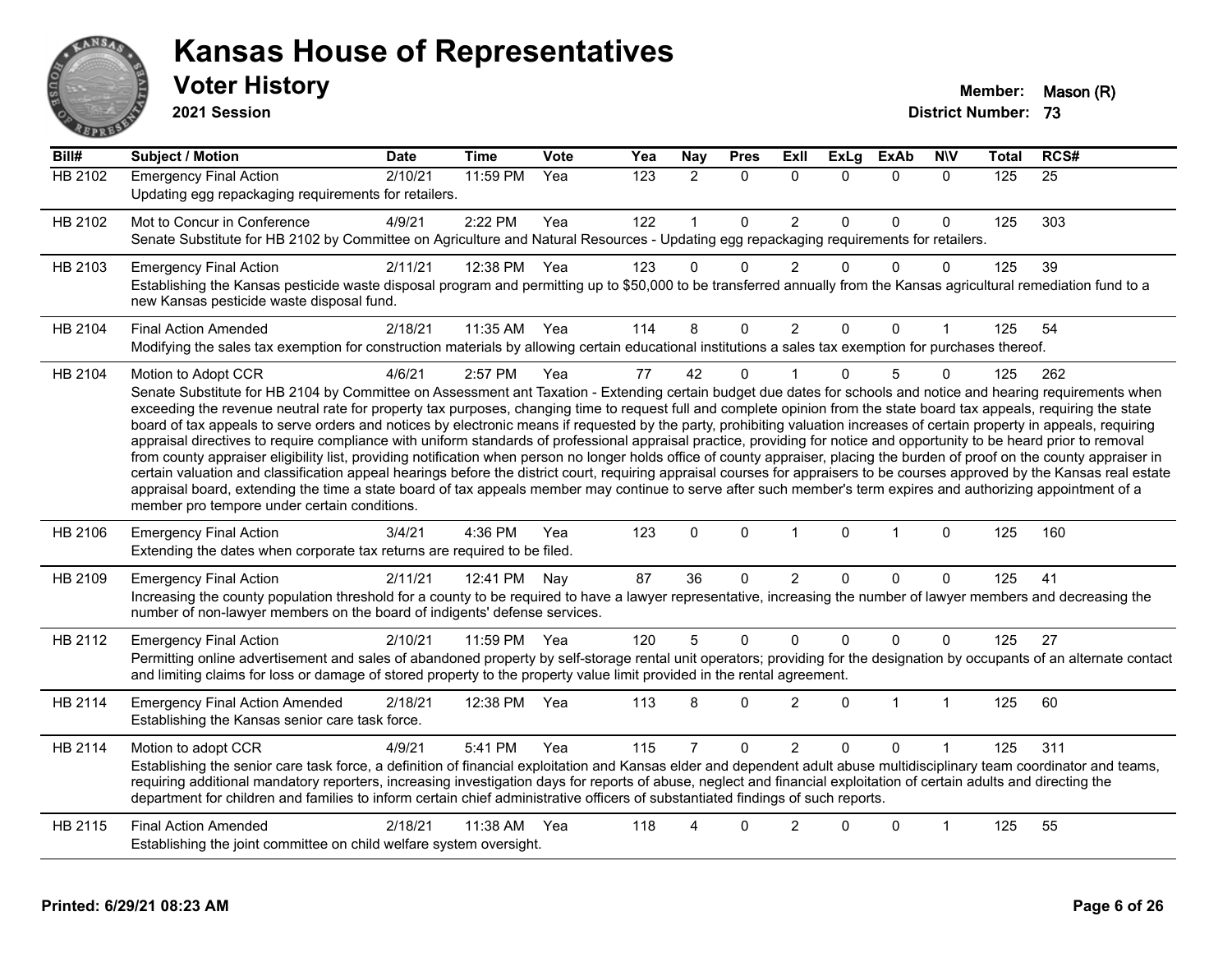# Kansas House of Representatives

## Voter History

**2021 Session**

**Member:** Mason (R)
**District Number:** 73

| Bill# | Subject / Motion | Date | Time | Vote | Yea | Nay | Pres | ExII | ExLg | ExAb | N\V | Total | RCS# |
|---|---|---|---|---|---|---|---|---|---|---|---|---|---|
| HB 2102 | Emergency Final Action | 2/10/21 | 11:59 PM | Yea | 123 | 2 | 0 | 0 | 0 | 0 | 0 | 125 | 25 |
| | Updating egg repackaging requirements for retailers. | | | | | | | | | | | | |
| HB 2102 | Mot to Concur in Conference | 4/9/21 | 2:22 PM | Yea | 122 | 1 | 0 | 2 | 0 | 0 | 0 | 125 | 303 |
| | Senate Substitute for HB 2102 by Committee on Agriculture and Natural Resources - Updating egg repackaging requirements for retailers. | | | | | | | | | | | | |
| HB 2103 | Emergency Final Action | 2/11/21 | 12:38 PM | Yea | 123 | 0 | 0 | 2 | 0 | 0 | 0 | 125 | 39 |
| | Establishing the Kansas pesticide waste disposal program and permitting up to $50,000 to be transferred annually from the Kansas agricultural remediation fund to a new Kansas pesticide waste disposal fund. | | | | | | | | | | | | |
| HB 2104 | Final Action Amended | 2/18/21 | 11:35 AM | Yea | 114 | 8 | 0 | 2 | 0 | 0 | 1 | 125 | 54 |
| | Modifying the sales tax exemption for construction materials by allowing certain educational institutions a sales tax exemption for purchases thereof. | | | | | | | | | | | | |
| HB 2104 | Motion to Adopt CCR | 4/6/21 | 2:57 PM | Yea | 77 | 42 | 0 | 1 | 0 | 5 | 0 | 125 | 262 |
| | Senate Substitute for HB 2104 by Committee on Assessment ant Taxation - Extending certain budget due dates for schools and notice and hearing requirements when exceeding the revenue neutral rate for property tax purposes, changing time to request full and complete opinion from the state board tax appeals, requiring the state board of tax appeals to serve orders and notices by electronic means if requested by the party, prohibiting valuation increases of certain property in appeals, requiring appraisal directives to require compliance with uniform standards of professional appraisal practice, providing for notice and opportunity to be heard prior to removal from county appraiser eligibility list, providing notification when person no longer holds office of county appraiser, placing the burden of proof on the county appraiser in certain valuation and classification appeal hearings before the district court, requiring appraisal courses for appraisers to be courses approved by the Kansas real estate appraisal board, extending the time a state board of tax appeals member may continue to serve after such member's term expires and authorizing appointment of a member pro tempore under certain conditions. | | | | | | | | | | | | |
| HB 2106 | Emergency Final Action | 3/4/21 | 4:36 PM | Yea | 123 | 0 | 0 | 1 | 0 | 1 | 0 | 125 | 160 |
| | Extending the dates when corporate tax returns are required to be filed. | | | | | | | | | | | | |
| HB 2109 | Emergency Final Action | 2/11/21 | 12:41 PM | Nay | 87 | 36 | 0 | 2 | 0 | 0 | 0 | 125 | 41 |
| | Increasing the county population threshold for a county to be required to have a lawyer representative, increasing the number of lawyer members and decreasing the number of non-lawyer members on the board of indigents' defense services. | | | | | | | | | | | | |
| HB 2112 | Emergency Final Action | 2/10/21 | 11:59 PM | Yea | 120 | 5 | 0 | 0 | 0 | 0 | 0 | 125 | 27 |
| | Permitting online advertisement and sales of abandoned property by self-storage rental unit operators; providing for the designation by occupants of an alternate contact and limiting claims for loss or damage of stored property to the property value limit provided in the rental agreement. | | | | | | | | | | | | |
| HB 2114 | Emergency Final Action Amended | 2/18/21 | 12:38 PM | Yea | 113 | 8 | 0 | 2 | 0 | 1 | 1 | 125 | 60 |
| | Establishing the Kansas senior care task force. | | | | | | | | | | | | |
| HB 2114 | Motion to adopt CCR | 4/9/21 | 5:41 PM | Yea | 115 | 7 | 0 | 2 | 0 | 0 | 1 | 125 | 311 |
| | Establishing the senior care task force, a definition of financial exploitation and Kansas elder and dependent adult abuse multidisciplinary team coordinator and teams, requiring additional mandatory reporters, increasing investigation days for reports of abuse, neglect and financial exploitation of certain adults and directing the department for children and families to inform certain chief administrative officers of substantiated findings of such reports. | | | | | | | | | | | | |
| HB 2115 | Final Action Amended | 2/18/21 | 11:38 AM | Yea | 118 | 4 | 0 | 2 | 0 | 0 | 1 | 125 | 55 |
| | Establishing the joint committee on child welfare system oversight. | | | | | | | | | | | | |

**Printed: 6/29/21 08:23 AM**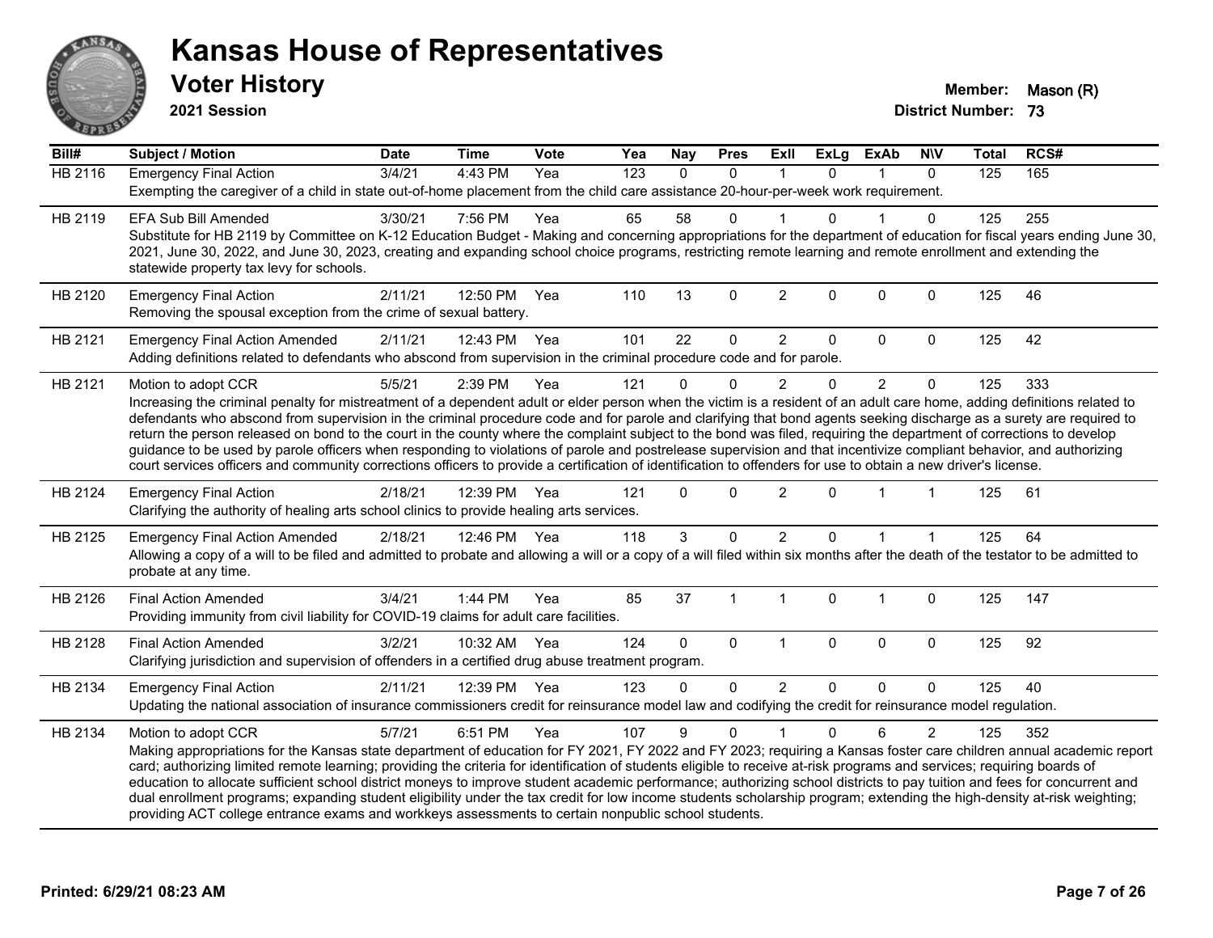# Kansas House of Representatives

## Voter History

**2021 Session**

**Member:** Mason (R)
**District Number:** 73

| Bill# | Subject / Motion | Date | Time | Vote | Yea | Nay | Pres | ExII | ExLg | ExAb | N\V | Total | RCS# |
|---|---|---|---|---|---|---|---|---|---|---|---|---|---|
| HB 2116 | Emergency Final Action | 3/4/21 | 4:43 PM | Yea | 123 | 0 | 0 | 1 | 0 | 1 | 0 | 125 | 165 |
| | Exempting the caregiver of a child in state out-of-home placement from the child care assistance 20-hour-per-week work requirement. | | | | | | | | | | | | |
| HB 2119 | EFA Sub Bill Amended | 3/30/21 | 7:56 PM | Yea | 65 | 58 | 0 | 1 | 0 | 1 | 0 | 125 | 255 |
| | Substitute for HB 2119 by Committee on K-12 Education Budget - Making and concerning appropriations for the department of education for fiscal years ending June 30, 2021, June 30, 2022, and June 30, 2023, creating and expanding school choice programs, restricting remote learning and remote enrollment and extending the statewide property tax levy for schools. | | | | | | | | | | | | |
| HB 2120 | Emergency Final Action | 2/11/21 | 12:50 PM | Yea | 110 | 13 | 0 | 2 | 0 | 0 | 0 | 125 | 46 |
| | Removing the spousal exception from the crime of sexual battery. | | | | | | | | | | | | |
| HB 2121 | Emergency Final Action Amended | 2/11/21 | 12:43 PM | Yea | 101 | 22 | 0 | 2 | 0 | 0 | 0 | 125 | 42 |
| | Adding definitions related to defendants who abscond from supervision in the criminal procedure code and for parole. | | | | | | | | | | | | |
| HB 2121 | Motion to adopt CCR | 5/5/21 | 2:39 PM | Yea | 121 | 0 | 0 | 2 | 0 | 2 | 0 | 125 | 333 |
| | Increasing the criminal penalty for mistreatment of a dependent adult or elder person when the victim is a resident of an adult care home, adding definitions related to defendants who abscond from supervision in the criminal procedure code and for parole and clarifying that bond agents seeking discharge as a surety are required to return the person released on bond to the court in the county where the complaint subject to the bond was filed, requiring the department of corrections to develop guidance to be used by parole officers when responding to violations of parole and postrelease supervision and that incentivize compliant behavior, and authorizing court services officers and community corrections officers to provide a certification of identification to offenders for use to obtain a new driver's license. | | | | | | | | | | | | |
| HB 2124 | Emergency Final Action | 2/18/21 | 12:39 PM | Yea | 121 | 0 | 0 | 2 | 0 | 1 | 1 | 125 | 61 |
| | Clarifying the authority of healing arts school clinics to provide healing arts services. | | | | | | | | | | | | |
| HB 2125 | Emergency Final Action Amended | 2/18/21 | 12:46 PM | Yea | 118 | 3 | 0 | 2 | 0 | 1 | 1 | 125 | 64 |
| | Allowing a copy of a will to be filed and admitted to probate and allowing a will or a copy of a will filed within six months after the death of the testator to be admitted to probate at any time. | | | | | | | | | | | | |
| HB 2126 | Final Action Amended | 3/4/21 | 1:44 PM | Yea | 85 | 37 | 1 | 1 | 0 | 1 | 0 | 125 | 147 |
| | Providing immunity from civil liability for COVID-19 claims for adult care facilities. | | | | | | | | | | | | |
| HB 2128 | Final Action Amended | 3/2/21 | 10:32 AM | Yea | 124 | 0 | 0 | 1 | 0 | 0 | 0 | 125 | 92 |
| | Clarifying jurisdiction and supervision of offenders in a certified drug abuse treatment program. | | | | | | | | | | | | |
| HB 2134 | Emergency Final Action | 2/11/21 | 12:39 PM | Yea | 123 | 0 | 0 | 2 | 0 | 0 | 0 | 125 | 40 |
| | Updating the national association of insurance commissioners credit for reinsurance model law and codifying the credit for reinsurance model regulation. | | | | | | | | | | | | |
| HB 2134 | Motion to adopt CCR | 5/7/21 | 6:51 PM | Yea | 107 | 9 | 0 | 1 | 0 | 6 | 2 | 125 | 352 |
| | Making appropriations for the Kansas state department of education for FY 2021, FY 2022 and FY 2023; requiring a Kansas foster care children annual academic report card; authorizing limited remote learning; providing the criteria for identification of students eligible to receive at-risk programs and services; requiring boards of education to allocate sufficient school district moneys to improve student academic performance; authorizing school districts to pay tuition and fees for concurrent and dual enrollment programs; expanding student eligibility under the tax credit for low income students scholarship program; extending the high-density at-risk weighting; providing ACT college entrance exams and workkeys assessments to certain nonpublic school students. | | | | | | | | | | | | |

**Printed: 6/29/21 08:23 AM**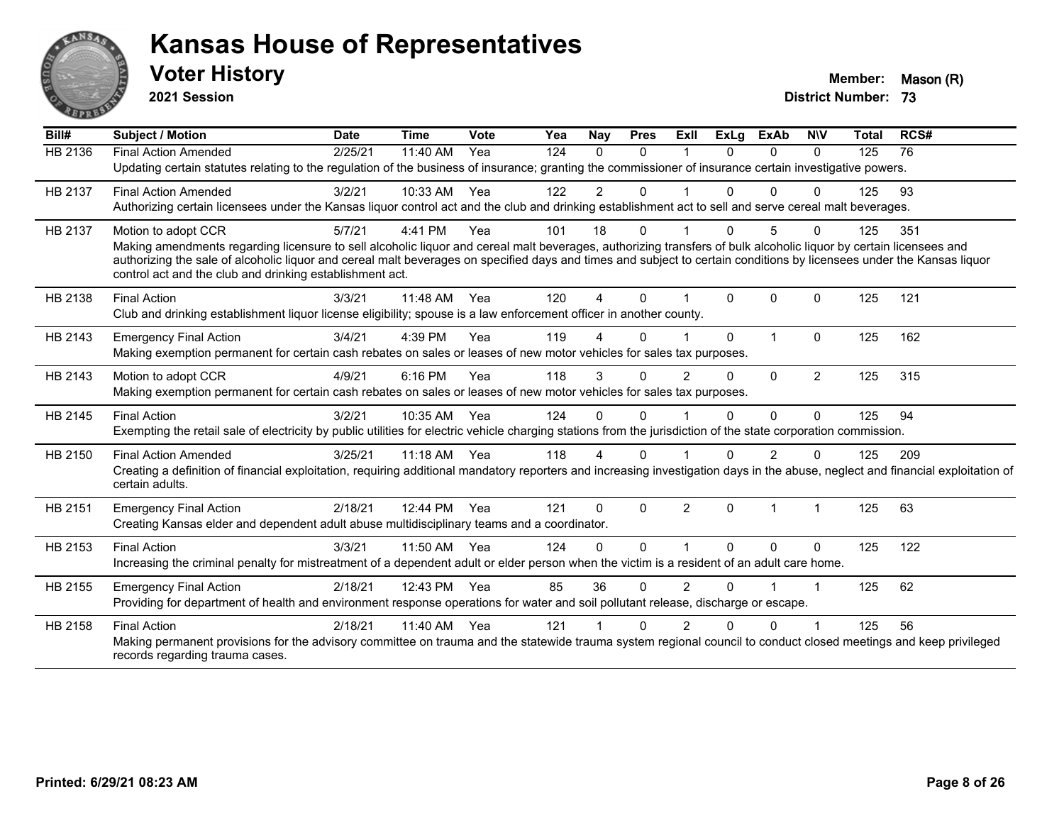# Kansas House of Representatives

## Voter History

**2021 Session**

**Member:** Mason (R)
**District Number:** 73

| Bill# | Subject / Motion | Date | Time | Vote | Yea | Nay | Pres | ExII | ExLg | ExAb | N\V | Total | RCS# |
|---|---|---|---|---|---|---|---|---|---|---|---|---|---|
| HB 2136 | Final Action Amended | 2/25/21 | 11:40 AM | Yea | 124 | 0 | 0 | 1 | 0 | 0 | 0 | 125 | 76 |
| | Updating certain statutes relating to the regulation of the business of insurance; granting the commissioner of insurance certain investigative powers. | | | | | | | | | | | | |
| HB 2137 | Final Action Amended | 3/2/21 | 10:33 AM | Yea | 122 | 2 | 0 | 1 | 0 | 0 | 0 | 125 | 93 |
| | Authorizing certain licensees under the Kansas liquor control act and the club and drinking establishment act to sell and serve cereal malt beverages. | | | | | | | | | | | | |
| HB 2137 | Motion to adopt CCR | 5/7/21 | 4:41 PM | Yea | 101 | 18 | 0 | 1 | 0 | 5 | 0 | 125 | 351 |
| | Making amendments regarding licensure to sell alcoholic liquor and cereal malt beverages, authorizing transfers of bulk alcoholic liquor by certain licensees and authorizing the sale of alcoholic liquor and cereal malt beverages on specified days and times and subject to certain conditions by licensees under the Kansas liquor control act and the club and drinking establishment act. | | | | | | | | | | | | |
| HB 2138 | Final Action | 3/3/21 | 11:48 AM | Yea | 120 | 4 | 0 | 1 | 0 | 0 | 0 | 125 | 121 |
| | Club and drinking establishment liquor license eligibility; spouse is a law enforcement officer in another county. | | | | | | | | | | | | |
| HB 2143 | Emergency Final Action | 3/4/21 | 4:39 PM | Yea | 119 | 4 | 0 | 1 | 0 | 1 | 0 | 125 | 162 |
| | Making exemption permanent for certain cash rebates on sales or leases of new motor vehicles for sales tax purposes. | | | | | | | | | | | | |
| HB 2143 | Motion to adopt CCR | 4/9/21 | 6:16 PM | Yea | 118 | 3 | 0 | 2 | 0 | 0 | 2 | 125 | 315 |
| | Making exemption permanent for certain cash rebates on sales or leases of new motor vehicles for sales tax purposes. | | | | | | | | | | | | |
| HB 2145 | Final Action | 3/2/21 | 10:35 AM | Yea | 124 | 0 | 0 | 1 | 0 | 0 | 0 | 125 | 94 |
| | Exempting the retail sale of electricity by public utilities for electric vehicle charging stations from the jurisdiction of the state corporation commission. | | | | | | | | | | | | |
| HB 2150 | Final Action Amended | 3/25/21 | 11:18 AM | Yea | 118 | 4 | 0 | 1 | 0 | 2 | 0 | 125 | 209 |
| | Creating a definition of financial exploitation, requiring additional mandatory reporters and increasing investigation days in the abuse, neglect and financial exploitation of certain adults. | | | | | | | | | | | | |
| HB 2151 | Emergency Final Action | 2/18/21 | 12:44 PM | Yea | 121 | 0 | 0 | 2 | 0 | 1 | 1 | 125 | 63 |
| | Creating Kansas elder and dependent adult abuse multidisciplinary teams and a coordinator. | | | | | | | | | | | | |
| HB 2153 | Final Action | 3/3/21 | 11:50 AM | Yea | 124 | 0 | 0 | 1 | 0 | 0 | 0 | 125 | 122 |
| | Increasing the criminal penalty for mistreatment of a dependent adult or elder person when the victim is a resident of an adult care home. | | | | | | | | | | | | |
| HB 2155 | Emergency Final Action | 2/18/21 | 12:43 PM | Yea | 85 | 36 | 0 | 2 | 0 | 1 | 1 | 125 | 62 |
| | Providing for department of health and environment response operations for water and soil pollutant release, discharge or escape. | | | | | | | | | | | | |
| HB 2158 | Final Action | 2/18/21 | 11:40 AM | Yea | 121 | 1 | 0 | 2 | 0 | 0 | 1 | 125 | 56 |
| | Making permanent provisions for the advisory committee on trauma and the statewide trauma system regional council to conduct closed meetings and keep privileged records regarding trauma cases. | | | | | | | | | | | | |

**Printed: 6/29/21 08:23 AM**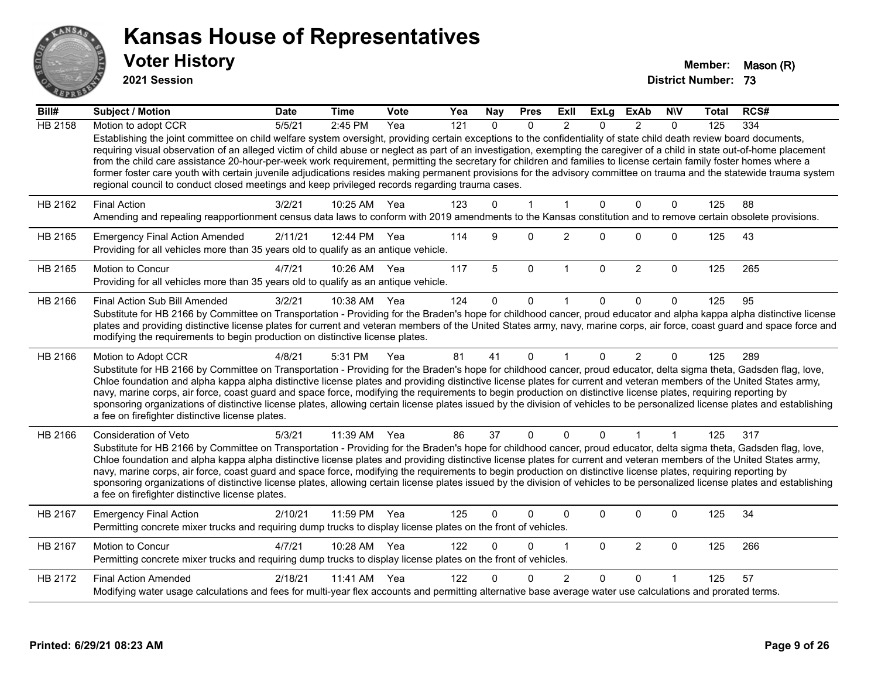# Kansas House of Representatives

## Voter History

**2021 Session**

**Member:** Mason (R)
**District Number:** 73

| Bill# | Subject / Motion | Date | Time | Vote | Yea | Nay | Pres | ExII | ExLg | ExAb | N\V | Total | RCS# |
|---|---|---|---|---|---|---|---|---|---|---|---|---|---|
| HB 2158 | Motion to adopt CCR | 5/5/21 | 2:45 PM | Yea | 121 | 0 | 0 | 2 | 0 | 2 | 0 | 125 | 334 |
| | Establishing the joint committee on child welfare system oversight, providing certain exceptions to the confidentiality of state child death review board documents, requiring visual observation of an alleged victim of child abuse or neglect as part of an investigation, exempting the caregiver of a child in state out-of-home placement from the child care assistance 20-hour-per-week work requirement, permitting the secretary for children and families to license certain family foster homes where a former foster care youth with certain juvenile adjudications resides making permanent provisions for the advisory committee on trauma and the statewide trauma system regional council to conduct closed meetings and keep privileged records regarding trauma cases. | | | | | | | | | | | | |
| HB 2162 | Final Action | 3/2/21 | 10:25 AM | Yea | 123 | 0 | 1 | 1 | 0 | 0 | 0 | 125 | 88 |
| | Amending and repealing reapportionment census data laws to conform with 2019 amendments to the Kansas constitution and to remove certain obsolete provisions. | | | | | | | | | | | | |
| HB 2165 | Emergency Final Action Amended | 2/11/21 | 12:44 PM | Yea | 114 | 9 | 0 | 2 | 0 | 0 | 0 | 125 | 43 |
| | Providing for all vehicles more than 35 years old to qualify as an antique vehicle. | | | | | | | | | | | | |
| HB 2165 | Motion to Concur | 4/7/21 | 10:26 AM | Yea | 117 | 5 | 0 | 1 | 0 | 2 | 0 | 125 | 265 |
| | Providing for all vehicles more than 35 years old to qualify as an antique vehicle. | | | | | | | | | | | | |
| HB 2166 | Final Action Sub Bill Amended | 3/2/21 | 10:38 AM | Yea | 124 | 0 | 0 | 1 | 0 | 0 | 0 | 125 | 95 |
| | Substitute for HB 2166 by Committee on Transportation - Providing for the Braden's hope for childhood cancer, proud educator and alpha kappa alpha distinctive license plates and providing distinctive license plates for current and veteran members of the United States army, navy, marine corps, air force, coast guard and space force and modifying the requirements to begin production on distinctive license plates. | | | | | | | | | | | | |
| HB 2166 | Motion to Adopt CCR | 4/8/21 | 5:31 PM | Yea | 81 | 41 | 0 | 1 | 0 | 2 | 0 | 125 | 289 |
| | Substitute for HB 2166 by Committee on Transportation - Providing for the Braden's hope for childhood cancer, proud educator, delta sigma theta, Gadsden flag, love, Chloe foundation and alpha kappa alpha distinctive license plates and providing distinctive license plates for current and veteran members of the United States army, navy, marine corps, air force, coast guard and space force, modifying the requirements to begin production on distinctive license plates, requiring reporting by sponsoring organizations of distinctive license plates, allowing certain license plates issued by the division of vehicles to be personalized license plates and establishing a fee on firefighter distinctive license plates. | | | | | | | | | | | | |
| HB 2166 | Consideration of Veto | 5/3/21 | 11:39 AM | Yea | 86 | 37 | 0 | 0 | 0 | 1 | 1 | 125 | 317 |
| | Substitute for HB 2166 by Committee on Transportation - Providing for the Braden's hope for childhood cancer, proud educator, delta sigma theta, Gadsden flag, love, Chloe foundation and alpha kappa alpha distinctive license plates and providing distinctive license plates for current and veteran members of the United States army, navy, marine corps, air force, coast guard and space force, modifying the requirements to begin production on distinctive license plates, requiring reporting by sponsoring organizations of distinctive license plates, allowing certain license plates issued by the division of vehicles to be personalized license plates and establishing a fee on firefighter distinctive license plates. | | | | | | | | | | | | |
| HB 2167 | Emergency Final Action | 2/10/21 | 11:59 PM | Yea | 125 | 0 | 0 | 0 | 0 | 0 | 0 | 125 | 34 |
| | Permitting concrete mixer trucks and requiring dump trucks to display license plates on the front of vehicles. | | | | | | | | | | | | |
| HB 2167 | Motion to Concur | 4/7/21 | 10:28 AM | Yea | 122 | 0 | 0 | 1 | 0 | 2 | 0 | 125 | 266 |
| | Permitting concrete mixer trucks and requiring dump trucks to display license plates on the front of vehicles. | | | | | | | | | | | | |
| HB 2172 | Final Action Amended | 2/18/21 | 11:41 AM | Yea | 122 | 0 | 0 | 2 | 0 | 0 | 1 | 125 | 57 |
| | Modifying water usage calculations and fees for multi-year flex accounts and permitting alternative base average water use calculations and prorated terms. | | | | | | | | | | | | |

Printed: 6/29/21 08:23 AM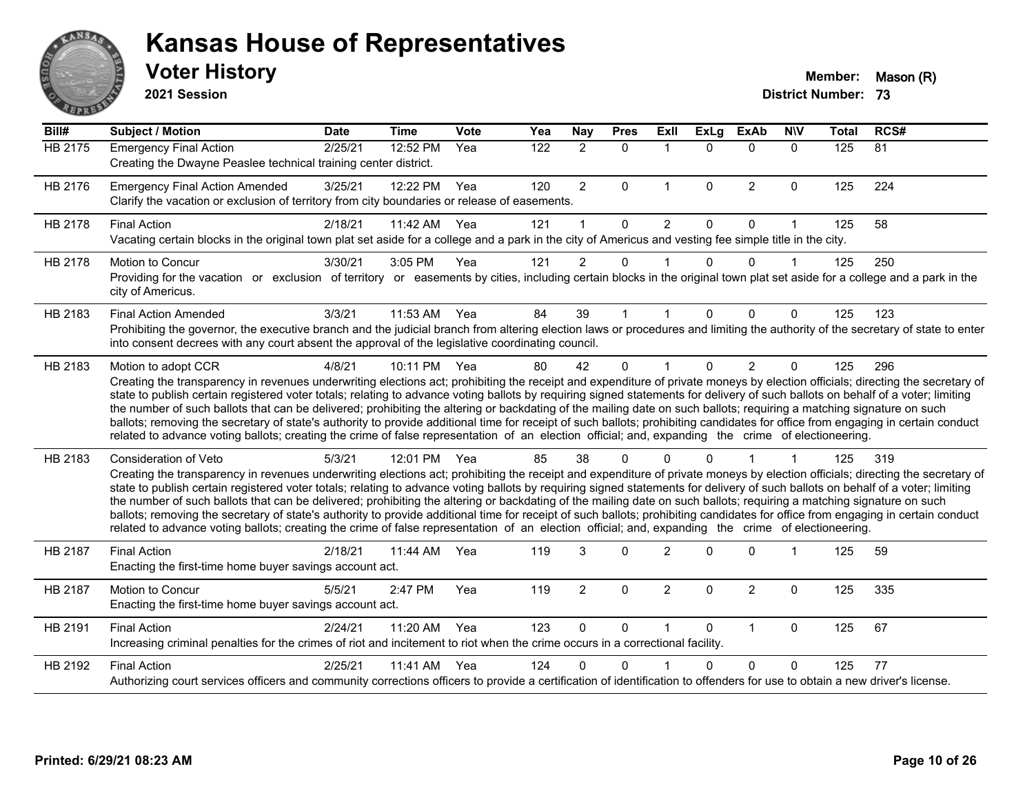# Kansas House of Representatives

## Voter History

**2021 Session**

**Member:** Mason (R)

**District Number:** 73

| Bill# | Subject / Motion | Date | Time | Vote | Yea | Nay | Pres | ExII | ExLg | ExAb | N\V | Total | RCS# |
|---|---|---|---|---|---|---|---|---|---|---|---|---|---|
| HB 2175 | Emergency Final Action | 2/25/21 | 12:52 PM | Yea | 122 | 2 | 0 | 1 | 0 | 0 | 0 | 125 | 81 |
| | Creating the Dwayne Peaslee technical training center district. | | | | | | | | | | | | |
| HB 2176 | Emergency Final Action Amended | 3/25/21 | 12:22 PM | Yea | 120 | 2 | 0 | 1 | 0 | 2 | 0 | 125 | 224 |
| | Clarify the vacation or exclusion of territory from city boundaries or release of easements. | | | | | | | | | | | | |
| HB 2178 | Final Action | 2/18/21 | 11:42 AM | Yea | 121 | 1 | 0 | 2 | 0 | 0 | 1 | 125 | 58 |
| | Vacating certain blocks in the original town plat set aside for a college and a park in the city of Americus and vesting fee simple title in the city. | | | | | | | | | | | | |
| HB 2178 | Motion to Concur | 3/30/21 | 3:05 PM | Yea | 121 | 2 | 0 | 1 | 0 | 0 | 1 | 125 | 250 |
| | Providing for the vacation or exclusion of territory or easements by cities, including certain blocks in the original town plat set aside for a college and a park in the city of Americus. | | | | | | | | | | | | |
| HB 2183 | Final Action Amended | 3/3/21 | 11:53 AM | Yea | 84 | 39 | 1 | 1 | 0 | 0 | 0 | 125 | 123 |
| | Prohibiting the governor, the executive branch and the judicial branch from altering election laws or procedures and limiting the authority of the secretary of state to enter into consent decrees with any court absent the approval of the legislative coordinating council. | | | | | | | | | | | | |
| HB 2183 | Motion to adopt CCR | 4/8/21 | 10:11 PM | Yea | 80 | 42 | 0 | 1 | 0 | 2 | 0 | 125 | 296 |
| | Creating the transparency in revenues underwriting elections act; prohibiting the receipt and expenditure of private moneys by election officials; directing the secretary of state to publish certain registered voter totals; relating to advance voting ballots by requiring signed statements for delivery of such ballots on behalf of a voter; limiting the number of such ballots that can be delivered; prohibiting the altering or backdating of the mailing date on such ballots; requiring a matching signature on such ballots; removing the secretary of state's authority to provide additional time for receipt of such ballots; prohibiting candidates for office from engaging in certain conduct related to advance voting ballots; creating the crime of false representation of an election official; and, expanding the crime of electioneering. | | | | | | | | | | | | |
| HB 2183 | Consideration of Veto | 5/3/21 | 12:01 PM | Yea | 85 | 38 | 0 | 0 | 0 | 1 | 1 | 125 | 319 |
| | Creating the transparency in revenues underwriting elections act; prohibiting the receipt and expenditure of private moneys by election officials; directing the secretary of state to publish certain registered voter totals; relating to advance voting ballots by requiring signed statements for delivery of such ballots on behalf of a voter; limiting the number of such ballots that can be delivered; prohibiting the altering or backdating of the mailing date on such ballots; requiring a matching signature on such ballots; removing the secretary of state's authority to provide additional time for receipt of such ballots; prohibiting candidates for office from engaging in certain conduct related to advance voting ballots; creating the crime of false representation of an election official; and, expanding the crime of electioneering. | | | | | | | | | | | | |
| HB 2187 | Final Action | 2/18/21 | 11:44 AM | Yea | 119 | 3 | 0 | 2 | 0 | 0 | 1 | 125 | 59 |
| | Enacting the first-time home buyer savings account act. | | | | | | | | | | | | |
| HB 2187 | Motion to Concur | 5/5/21 | 2:47 PM | Yea | 119 | 2 | 0 | 2 | 0 | 2 | 0 | 125 | 335 |
| | Enacting the first-time home buyer savings account act. | | | | | | | | | | | | |
| HB 2191 | Final Action | 2/24/21 | 11:20 AM | Yea | 123 | 0 | 0 | 1 | 0 | 1 | 0 | 125 | 67 |
| | Increasing criminal penalties for the crimes of riot and incitement to riot when the crime occurs in a correctional facility. | | | | | | | | | | | | |
| HB 2192 | Final Action | 2/25/21 | 11:41 AM | Yea | 124 | 0 | 0 | 1 | 0 | 0 | 0 | 125 | 77 |
| | Authorizing court services officers and community corrections officers to provide a certification of identification to offenders for use to obtain a new driver's license. | | | | | | | | | | | | |

**Printed: 6/29/21 08:23 AM**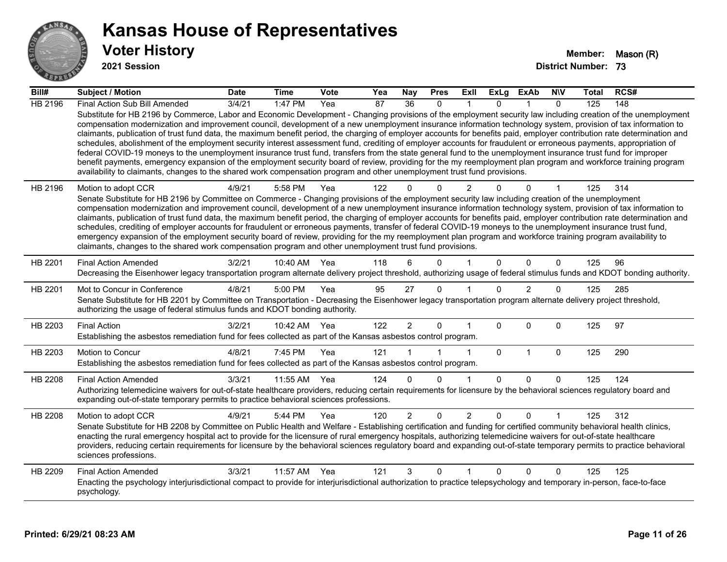# Kansas House of Representatives

## Voter History

**2021 Session**

**Member:** Mason (R)
**District Number:** 73

| Bill# | Subject / Motion | Date | Time | Vote | Yea | Nay | Pres | ExII | ExLg | ExAb | N\V | Total | RCS# |
|---|---|---|---|---|---|---|---|---|---|---|---|---|---|
| HB 2196 | Final Action Sub Bill Amended | 3/4/21 | 1:47 PM | Yea | 87 | 36 | 0 | 1 | 0 | 1 | 0 | 125 | 148 |
| | Substitute for HB 2196 by Commerce, Labor and Economic Development - Changing provisions of the employment security law including creation of the unemployment compensation modernization and improvement council, development of a new unemployment insurance information technology system, provision of tax information to claimants, publication of trust fund data, the maximum benefit period, the charging of employer accounts for benefits paid, employer contribution rate determination and schedules, abolishment of the employment security interest assessment fund, crediting of employer accounts for fraudulent or erroneous payments, appropriation of federal COVID-19 moneys to the unemployment insurance trust fund, transfers from the state general fund to the unemployment insurance trust fund for improper benefit payments, emergency expansion of the employment security board of review, providing for the my reemployment plan program and workforce training program availability to claimants, changes to the shared work compensation program and other unemployment trust fund provisions. | | | | | | | | | | | | |
| HB 2196 | Motion to adopt CCR | 4/9/21 | 5:58 PM | Yea | 122 | 0 | 0 | 2 | 0 | 0 | 1 | 125 | 314 |
| | Senate Substitute for HB 2196 by Committee on Commerce - Changing provisions of the employment security law including creation of the unemployment compensation modernization and improvement council, development of a new unemployment insurance information technology system, provision of tax information to claimants, publication of trust fund data, the maximum benefit period, the charging of employer accounts for benefits paid, employer contribution rate determination and schedules, crediting of employer accounts for fraudulent or erroneous payments, transfer of federal COVID-19 moneys to the unemployment insurance trust fund, emergency expansion of the employment security board of review, providing for the my reemployment plan program and workforce training program availability to claimants, changes to the shared work compensation program and other unemployment trust fund provisions. | | | | | | | | | | | | |
| HB 2201 | Final Action Amended | 3/2/21 | 10:40 AM | Yea | 118 | 6 | 0 | 1 | 0 | 0 | 0 | 125 | 96 |
| | Decreasing the Eisenhower legacy transportation program alternate delivery project threshold, authorizing usage of federal stimulus funds and KDOT bonding authority. | | | | | | | | | | | | |
| HB 2201 | Mot to Concur in Conference | 4/8/21 | 5:00 PM | Yea | 95 | 27 | 0 | 1 | 0 | 2 | 0 | 125 | 285 |
| | Senate Substitute for HB 2201 by Committee on Transportation - Decreasing the Eisenhower legacy transportation program alternate delivery project threshold, authorizing the usage of federal stimulus funds and KDOT bonding authority. | | | | | | | | | | | | |
| HB 2203 | Final Action | 3/2/21 | 10:42 AM | Yea | 122 | 2 | 0 | 1 | 0 | 0 | 0 | 125 | 97 |
| | Establishing the asbestos remediation fund for fees collected as part of the Kansas asbestos control program. | | | | | | | | | | | | |
| HB 2203 | Motion to Concur | 4/8/21 | 7:45 PM | Yea | 121 | 1 | 1 | 1 | 0 | 1 | 0 | 125 | 290 |
| | Establishing the asbestos remediation fund for fees collected as part of the Kansas asbestos control program. | | | | | | | | | | | | |
| HB 2208 | Final Action Amended | 3/3/21 | 11:55 AM | Yea | 124 | 0 | 0 | 1 | 0 | 0 | 0 | 125 | 124 |
| | Authorizing telemedicine waivers for out-of-state healthcare providers, reducing certain requirements for licensure by the behavioral sciences regulatory board and expanding out-of-state temporary permits to practice behavioral sciences professions. | | | | | | | | | | | | |
| HB 2208 | Motion to adopt CCR | 4/9/21 | 5:44 PM | Yea | 120 | 2 | 0 | 2 | 0 | 0 | 1 | 125 | 312 |
| | Senate Substitute for HB 2208 by Committee on Public Health and Welfare - Establishing certification and funding for certified community behavioral health clinics, enacting the rural emergency hospital act to provide for the licensure of rural emergency hospitals, authorizing telemedicine waivers for out-of-state healthcare providers, reducing certain requirements for licensure by the behavioral sciences regulatory board and expanding out-of-state temporary permits to practice behavioral sciences professions. | | | | | | | | | | | | |
| HB 2209 | Final Action Amended | 3/3/21 | 11:57 AM | Yea | 121 | 3 | 0 | 1 | 0 | 0 | 0 | 125 | 125 |
| | Enacting the psychology interjurisdictional compact to provide for interjurisdictional authorization to practice telepsychology and temporary in-person, face-to-face psychology. | | | | | | | | | | | | |

**Printed: 6/29/21 08:23 AM**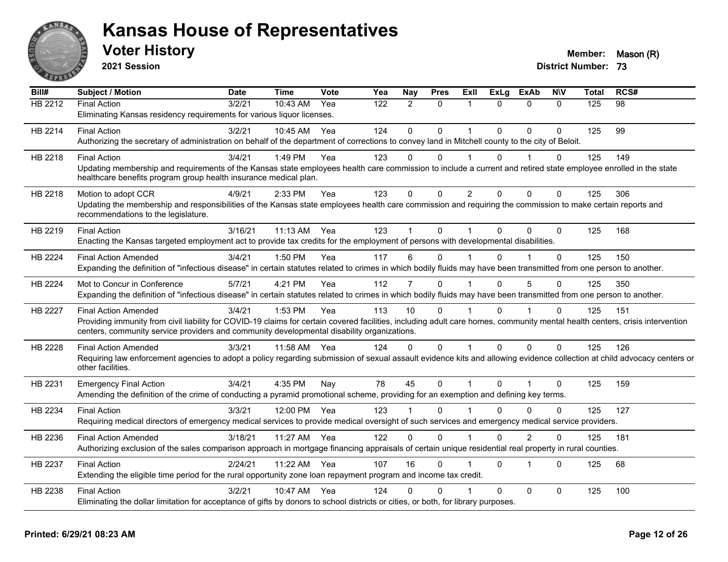# Kansas House of Representatives

## Voter History

**2021 Session**

**Member:** Mason (R)
**District Number:** 73

| Bill# | Subject / Motion | Date | Time | Vote | Yea | Nay | Pres | ExII | ExLg | ExAb | N\V | Total | RCS# |
|---|---|---|---|---|---|---|---|---|---|---|---|---|---|
| HB 2212 | Final Action | 3/2/21 | 10:43 AM | Yea | 122 | 2 | 0 | 1 | 0 | 0 | 0 | 125 | 98 |
| | Eliminating Kansas residency requirements for various liquor licenses. | | | | | | | | | | | | |
| HB 2214 | Final Action | 3/2/21 | 10:45 AM | Yea | 124 | 0 | 0 | 1 | 0 | 0 | 0 | 125 | 99 |
| | Authorizing the secretary of administration on behalf of the department of corrections to convey land in Mitchell county to the city of Beloit. | | | | | | | | | | | | |
| HB 2218 | Final Action | 3/4/21 | 1:49 PM | Yea | 123 | 0 | 0 | 1 | 0 | 1 | 0 | 125 | 149 |
| | Updating membership and requirements of the Kansas state employees health care commission to include a current and retired state employee enrolled in the state healthcare benefits program group health insurance medical plan. | | | | | | | | | | | | |
| HB 2218 | Motion to adopt CCR | 4/9/21 | 2:33 PM | Yea | 123 | 0 | 0 | 2 | 0 | 0 | 0 | 125 | 306 |
| | Updating the membership and responsibilities of the Kansas state employees health care commission and requiring the commission to make certain reports and recommendations to the legislature. | | | | | | | | | | | | |
| HB 2219 | Final Action | 3/16/21 | 11:13 AM | Yea | 123 | 1 | 0 | 1 | 0 | 0 | 0 | 125 | 168 |
| | Enacting the Kansas targeted employment act to provide tax credits for the employment of persons with developmental disabilities. | | | | | | | | | | | | |
| HB 2224 | Final Action Amended | 3/4/21 | 1:50 PM | Yea | 117 | 6 | 0 | 1 | 0 | 1 | 0 | 125 | 150 |
| | Expanding the definition of "infectious disease" in certain statutes related to crimes in which bodily fluids may have been transmitted from one person to another. | | | | | | | | | | | | |
| HB 2224 | Mot to Concur in Conference | 5/7/21 | 4:21 PM | Yea | 112 | 7 | 0 | 1 | 0 | 5 | 0 | 125 | 350 |
| | Expanding the definition of "infectious disease" in certain statutes related to crimes in which bodily fluids may have been transmitted from one person to another. | | | | | | | | | | | | |
| HB 2227 | Final Action Amended | 3/4/21 | 1:53 PM | Yea | 113 | 10 | 0 | 1 | 0 | 1 | 0 | 125 | 151 |
| | Providing immunity from civil liability for COVID-19 claims for certain covered facilities, including adult care homes, community mental health centers, crisis intervention centers, community service providers and community developmental disability organizations. | | | | | | | | | | | | |
| HB 2228 | Final Action Amended | 3/3/21 | 11:58 AM | Yea | 124 | 0 | 0 | 1 | 0 | 0 | 0 | 125 | 126 |
| | Requiring law enforcement agencies to adopt a policy regarding submission of sexual assault evidence kits and allowing evidence collection at child advocacy centers or other facilities. | | | | | | | | | | | | |
| HB 2231 | Emergency Final Action | 3/4/21 | 4:35 PM | Nay | 78 | 45 | 0 | 1 | 0 | 1 | 0 | 125 | 159 |
| | Amending the definition of the crime of conducting a pyramid promotional scheme, providing for an exemption and defining key terms. | | | | | | | | | | | | |
| HB 2234 | Final Action | 3/3/21 | 12:00 PM | Yea | 123 | 1 | 0 | 1 | 0 | 0 | 0 | 125 | 127 |
| | Requiring medical directors of emergency medical services to provide medical oversight of such services and emergency medical service providers. | | | | | | | | | | | | |
| HB 2236 | Final Action Amended | 3/18/21 | 11:27 AM | Yea | 122 | 0 | 0 | 1 | 0 | 2 | 0 | 125 | 181 |
| | Authorizing exclusion of the sales comparison approach in mortgage financing appraisals of certain unique residential real property in rural counties. | | | | | | | | | | | | |
| HB 2237 | Final Action | 2/24/21 | 11:22 AM | Yea | 107 | 16 | 0 | 1 | 0 | 1 | 0 | 125 | 68 |
| | Extending the eligible time period for the rural opportunity zone loan repayment program and income tax credit. | | | | | | | | | | | | |
| HB 2238 | Final Action | 3/2/21 | 10:47 AM | Yea | 124 | 0 | 0 | 1 | 0 | 0 | 0 | 125 | 100 |
| | Eliminating the dollar limitation for acceptance of gifts by donors to school districts or cities, or both, for library purposes. | | | | | | | | | | | | |

**Printed: 6/29/21 08:23 AM**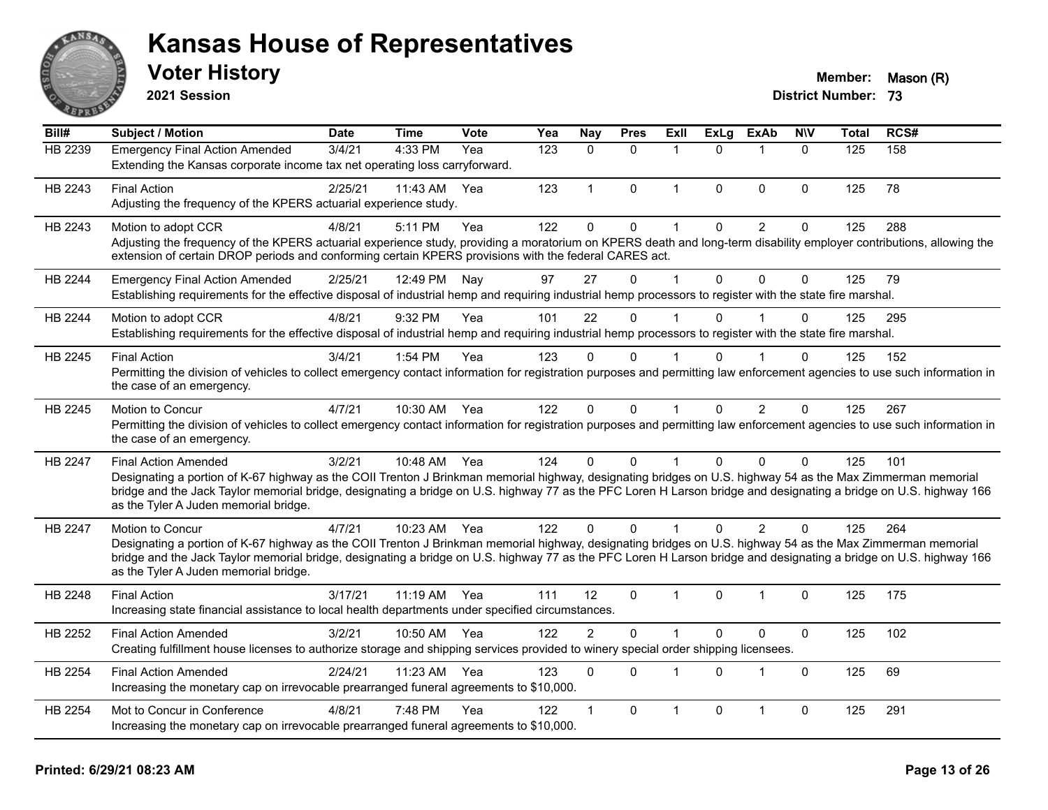# Kansas House of Representatives

## Voter History

**2021 Session**

**Member:** Mason (R)
**District Number:** 73

| Bill# | Subject / Motion | Date | Time | Vote | Yea | Nay | Pres | ExII | ExLg | ExAb | N\V | Total | RCS# |
|---|---|---|---|---|---|---|---|---|---|---|---|---|---|
| HB 2239 | Emergency Final Action Amended | 3/4/21 | 4:33 PM | Yea | 123 | 0 | 0 | 1 | 0 | 1 | 0 | 125 | 158 |
| | Extending the Kansas corporate income tax net operating loss carryforward. | | | | | | | | | | | | |
| HB 2243 | Final Action | 2/25/21 | 11:43 AM | Yea | 123 | 1 | 0 | 1 | 0 | 0 | 0 | 125 | 78 |
| | Adjusting the frequency of the KPERS actuarial experience study. | | | | | | | | | | | | |
| HB 2243 | Motion to adopt CCR | 4/8/21 | 5:11 PM | Yea | 122 | 0 | 0 | 1 | 0 | 2 | 0 | 125 | 288 |
| | Adjusting the frequency of the KPERS actuarial experience study, providing a moratorium on KPERS death and long-term disability employer contributions, allowing the extension of certain DROP periods and conforming certain KPERS provisions with the federal CARES act. | | | | | | | | | | | | |
| HB 2244 | Emergency Final Action Amended | 2/25/21 | 12:49 PM | Nay | 97 | 27 | 0 | 1 | 0 | 0 | 0 | 125 | 79 |
| | Establishing requirements for the effective disposal of industrial hemp and requiring industrial hemp processors to register with the state fire marshal. | | | | | | | | | | | | |
| HB 2244 | Motion to adopt CCR | 4/8/21 | 9:32 PM | Yea | 101 | 22 | 0 | 1 | 0 | 1 | 0 | 125 | 295 |
| | Establishing requirements for the effective disposal of industrial hemp and requiring industrial hemp processors to register with the state fire marshal. | | | | | | | | | | | | |
| HB 2245 | Final Action | 3/4/21 | 1:54 PM | Yea | 123 | 0 | 0 | 1 | 0 | 1 | 0 | 125 | 152 |
| | Permitting the division of vehicles to collect emergency contact information for registration purposes and permitting law enforcement agencies to use such information in the case of an emergency. | | | | | | | | | | | | |
| HB 2245 | Motion to Concur | 4/7/21 | 10:30 AM | Yea | 122 | 0 | 0 | 1 | 0 | 2 | 0 | 125 | 267 |
| | Permitting the division of vehicles to collect emergency contact information for registration purposes and permitting law enforcement agencies to use such information in the case of an emergency. | | | | | | | | | | | | |
| HB 2247 | Final Action Amended | 3/2/21 | 10:48 AM | Yea | 124 | 0 | 0 | 1 | 0 | 0 | 0 | 125 | 101 |
| | Designating a portion of K-67 highway as the COII Trenton J Brinkman memorial highway, designating bridges on U.S. highway 54 as the Max Zimmerman memorial bridge and the Jack Taylor memorial bridge, designating a bridge on U.S. highway 77 as the PFC Loren H Larson bridge and designating a bridge on U.S. highway 166 as the Tyler A Juden memorial bridge. | | | | | | | | | | | | |
| HB 2247 | Motion to Concur | 4/7/21 | 10:23 AM | Yea | 122 | 0 | 0 | 1 | 0 | 2 | 0 | 125 | 264 |
| | Designating a portion of K-67 highway as the COII Trenton J Brinkman memorial highway, designating bridges on U.S. highway 54 as the Max Zimmerman memorial bridge and the Jack Taylor memorial bridge, designating a bridge on U.S. highway 77 as the PFC Loren H Larson bridge and designating a bridge on U.S. highway 166 as the Tyler A Juden memorial bridge. | | | | | | | | | | | | |
| HB 2248 | Final Action | 3/17/21 | 11:19 AM | Yea | 111 | 12 | 0 | 1 | 0 | 1 | 0 | 125 | 175 |
| | Increasing state financial assistance to local health departments under specified circumstances. | | | | | | | | | | | | |
| HB 2252 | Final Action Amended | 3/2/21 | 10:50 AM | Yea | 122 | 2 | 0 | 1 | 0 | 0 | 0 | 125 | 102 |
| | Creating fulfillment house licenses to authorize storage and shipping services provided to winery special order shipping licensees. | | | | | | | | | | | | |
| HB 2254 | Final Action Amended | 2/24/21 | 11:23 AM | Yea | 123 | 0 | 0 | 1 | 0 | 1 | 0 | 125 | 69 |
| | Increasing the monetary cap on irrevocable prearranged funeral agreements to $10,000. | | | | | | | | | | | | |
| HB 2254 | Mot to Concur in Conference | 4/8/21 | 7:48 PM | Yea | 122 | 1 | 0 | 1 | 0 | 1 | 0 | 125 | 291 |
| | Increasing the monetary cap on irrevocable prearranged funeral agreements to $10,000. | | | | | | | | | | | | |

**Printed: 6/29/21 08:23 AM**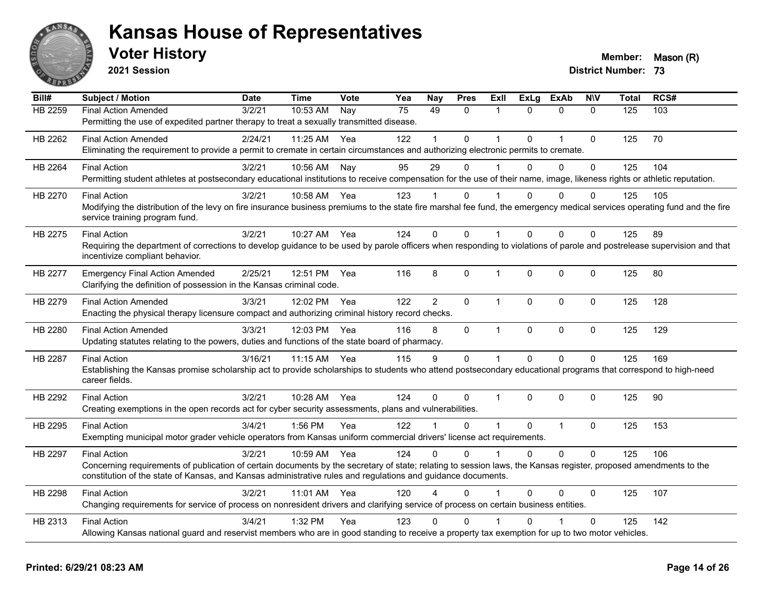# Kansas House of Representatives

## Voter History

**2021 Session**

**Member:** Mason (R)
**District Number:** 73

| Bill# | Subject / Motion | Date | Time | Vote | Yea | Nay | Pres | ExII | ExLg | ExAb | N\V | Total | RCS# |
|---|---|---|---|---|---|---|---|---|---|---|---|---|---|
| HB 2259 | Final Action Amended | 3/2/21 | 10:53 AM | Nay | 75 | 49 | 0 | 1 | 0 | 0 | 0 | 125 | 103 |
| | Permitting the use of expedited partner therapy to treat a sexually transmitted disease. | | | | | | | | | | | | |
| HB 2262 | Final Action Amended | 2/24/21 | 11:25 AM | Yea | 122 | 1 | 0 | 1 | 0 | 1 | 0 | 125 | 70 |
| | Eliminating the requirement to provide a permit to cremate in certain circumstances and authorizing electronic permits to cremate. | | | | | | | | | | | | |
| HB 2264 | Final Action | 3/2/21 | 10:56 AM | Nay | 95 | 29 | 0 | 1 | 0 | 0 | 0 | 125 | 104 |
| | Permitting student athletes at postsecondary educational institutions to receive compensation for the use of their name, image, likeness rights or athletic reputation. | | | | | | | | | | | | |
| HB 2270 | Final Action | 3/2/21 | 10:58 AM | Yea | 123 | 1 | 0 | 1 | 0 | 0 | 0 | 125 | 105 |
| | Modifying the distribution of the levy on fire insurance business premiums to the state fire marshal fee fund, the emergency medical services operating fund and the fire service training program fund. | | | | | | | | | | | | |
| HB 2275 | Final Action | 3/2/21 | 10:27 AM | Yea | 124 | 0 | 0 | 1 | 0 | 0 | 0 | 125 | 89 |
| | Requiring the department of corrections to develop guidance to be used by parole officers when responding to violations of parole and postrelease supervision and that incentivize compliant behavior. | | | | | | | | | | | | |
| HB 2277 | Emergency Final Action Amended | 2/25/21 | 12:51 PM | Yea | 116 | 8 | 0 | 1 | 0 | 0 | 0 | 125 | 80 |
| | Clarifying the definition of possession in the Kansas criminal code. | | | | | | | | | | | | |
| HB 2279 | Final Action Amended | 3/3/21 | 12:02 PM | Yea | 122 | 2 | 0 | 1 | 0 | 0 | 0 | 125 | 128 |
| | Enacting the physical therapy licensure compact and authorizing criminal history record checks. | | | | | | | | | | | | |
| HB 2280 | Final Action Amended | 3/3/21 | 12:03 PM | Yea | 116 | 8 | 0 | 1 | 0 | 0 | 0 | 125 | 129 |
| | Updating statutes relating to the powers, duties and functions of the state board of pharmacy. | | | | | | | | | | | | |
| HB 2287 | Final Action | 3/16/21 | 11:15 AM | Yea | 115 | 9 | 0 | 1 | 0 | 0 | 0 | 125 | 169 |
| | Establishing the Kansas promise scholarship act to provide scholarships to students who attend postsecondary educational programs that correspond to high-need career fields. | | | | | | | | | | | | |
| HB 2292 | Final Action | 3/2/21 | 10:28 AM | Yea | 124 | 0 | 0 | 1 | 0 | 0 | 0 | 125 | 90 |
| | Creating exemptions in the open records act for cyber security assessments, plans and vulnerabilities. | | | | | | | | | | | | |
| HB 2295 | Final Action | 3/4/21 | 1:56 PM | Yea | 122 | 1 | 0 | 1 | 0 | 1 | 0 | 125 | 153 |
| | Exempting municipal motor grader vehicle operators from Kansas uniform commercial drivers' license act requirements. | | | | | | | | | | | | |
| HB 2297 | Final Action | 3/2/21 | 10:59 AM | Yea | 124 | 0 | 0 | 1 | 0 | 0 | 0 | 125 | 106 |
| | Concerning requirements of publication of certain documents by the secretary of state; relating to session laws, the Kansas register, proposed amendments to the constitution of the state of Kansas, and Kansas administrative rules and regulations and guidance documents. | | | | | | | | | | | | |
| HB 2298 | Final Action | 3/2/21 | 11:01 AM | Yea | 120 | 4 | 0 | 1 | 0 | 0 | 0 | 125 | 107 |
| | Changing requirements for service of process on nonresident drivers and clarifying service of process on certain business entities. | | | | | | | | | | | | |
| HB 2313 | Final Action | 3/4/21 | 1:32 PM | Yea | 123 | 0 | 0 | 1 | 0 | 1 | 0 | 125 | 142 |
| | Allowing Kansas national guard and reservist members who are in good standing to receive a property tax exemption for up to two motor vehicles. | | | | | | | | | | | | |

**Printed: 6/29/21 08:23 AM**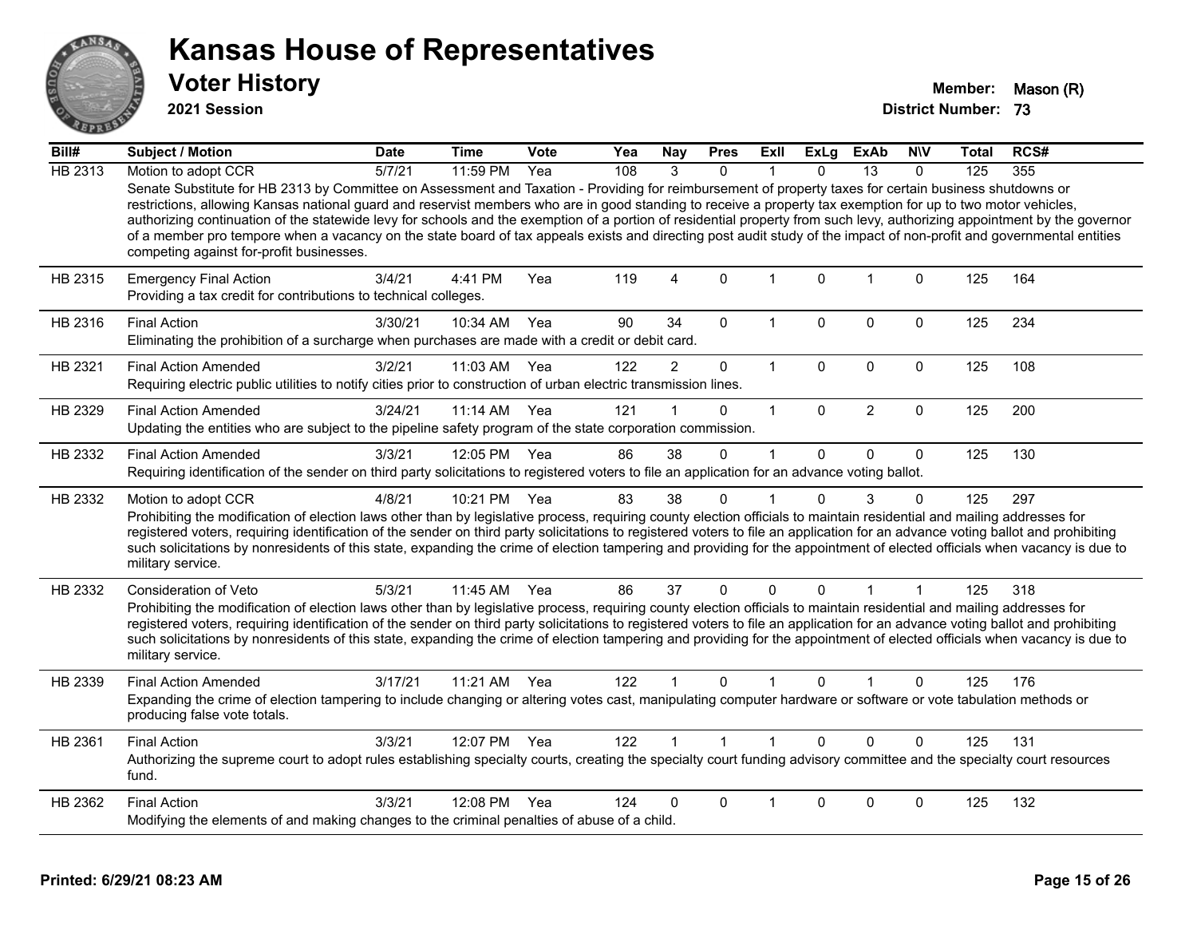# Kansas House of Representatives

## Voter History

**2021 Session**

**Member:** Mason (R)
**District Number:** 73

| Bill# | Subject / Motion | Date | Time | Vote | Yea | Nay | Pres | ExlI | ExLg | ExAb | N\V | Total | RCS# |
|---|---|---|---|---|---|---|---|---|---|---|---|---|---|
| HB 2313 | Motion to adopt CCR | 5/7/21 | 11:59 PM | Yea | 108 | 3 | 0 | 1 | 0 | 13 | 0 | 125 | 355 |
| | Senate Substitute for HB 2313 by Committee on Assessment and Taxation - Providing for reimbursement of property taxes for certain business shutdowns or restrictions, allowing Kansas national guard and reservist members who are in good standing to receive a property tax exemption for up to two motor vehicles, authorizing continuation of the statewide levy for schools and the exemption of a portion of residential property from such levy, authorizing appointment by the governor of a member pro tempore when a vacancy on the state board of tax appeals exists and directing post audit study of the impact of non-profit and governmental entities competing against for-profit businesses. | | | | | | | | | | | | |
| HB 2315 | Emergency Final Action | 3/4/21 | 4:41 PM | Yea | 119 | 4 | 0 | 1 | 0 | 1 | 0 | 125 | 164 |
| | Providing a tax credit for contributions to technical colleges. | | | | | | | | | | | | |
| HB 2316 | Final Action | 3/30/21 | 10:34 AM | Yea | 90 | 34 | 0 | 1 | 0 | 0 | 0 | 125 | 234 |
| | Eliminating the prohibition of a surcharge when purchases are made with a credit or debit card. | | | | | | | | | | | | |
| HB 2321 | Final Action Amended | 3/2/21 | 11:03 AM | Yea | 122 | 2 | 0 | 1 | 0 | 0 | 0 | 125 | 108 |
| | Requiring electric public utilities to notify cities prior to construction of urban electric transmission lines. | | | | | | | | | | | | |
| HB 2329 | Final Action Amended | 3/24/21 | 11:14 AM | Yea | 121 | 1 | 0 | 1 | 0 | 2 | 0 | 125 | 200 |
| | Updating the entities who are subject to the pipeline safety program of the state corporation commission. | | | | | | | | | | | | |
| HB 2332 | Final Action Amended | 3/3/21 | 12:05 PM | Yea | 86 | 38 | 0 | 1 | 0 | 0 | 0 | 125 | 130 |
| | Requiring identification of the sender on third party solicitations to registered voters to file an application for an advance voting ballot. | | | | | | | | | | | | |
| HB 2332 | Motion to adopt CCR | 4/8/21 | 10:21 PM | Yea | 83 | 38 | 0 | 1 | 0 | 3 | 0 | 125 | 297 |
| | Prohibiting the modification of election laws other than by legislative process, requiring county election officials to maintain residential and mailing addresses for registered voters, requiring identification of the sender on third party solicitations to registered voters to file an application for an advance voting ballot and prohibiting such solicitations by nonresidents of this state, expanding the crime of election tampering and providing for the appointment of elected officials when vacancy is due to military service. | | | | | | | | | | | | |
| HB 2332 | Consideration of Veto | 5/3/21 | 11:45 AM | Yea | 86 | 37 | 0 | 0 | 0 | 1 | 1 | 125 | 318 |
| | Prohibiting the modification of election laws other than by legislative process, requiring county election officials to maintain residential and mailing addresses for registered voters, requiring identification of the sender on third party solicitations to registered voters to file an application for an advance voting ballot and prohibiting such solicitations by nonresidents of this state, expanding the crime of election tampering and providing for the appointment of elected officials when vacancy is due to military service. | | | | | | | | | | | | |
| HB 2339 | Final Action Amended | 3/17/21 | 11:21 AM | Yea | 122 | 1 | 0 | 1 | 0 | 1 | 0 | 125 | 176 |
| | Expanding the crime of election tampering to include changing or altering votes cast, manipulating computer hardware or software or vote tabulation methods or producing false vote totals. | | | | | | | | | | | | |
| HB 2361 | Final Action | 3/3/21 | 12:07 PM | Yea | 122 | 1 | 1 | 1 | 0 | 0 | 0 | 125 | 131 |
| | Authorizing the supreme court to adopt rules establishing specialty courts, creating the specialty court funding advisory committee and the specialty court resources fund. | | | | | | | | | | | | |
| HB 2362 | Final Action | 3/3/21 | 12:08 PM | Yea | 124 | 0 | 0 | 1 | 0 | 0 | 0 | 125 | 132 |
| | Modifying the elements of and making changes to the criminal penalties of abuse of a child. | | | | | | | | | | | | |

**Printed: 6/29/21 08:23 AM**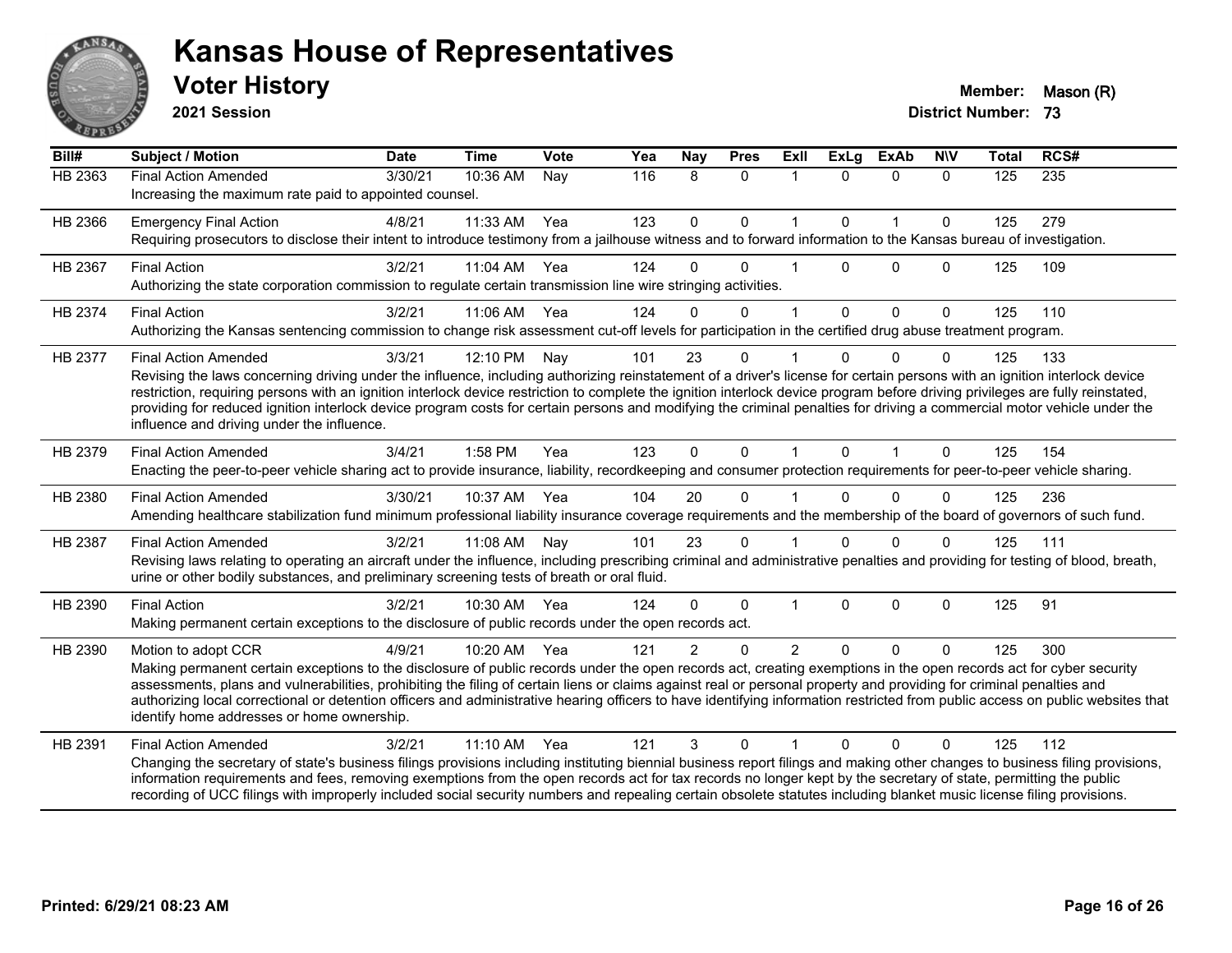# Kansas House of Representatives

## Voter History

**2021 Session**

**Member:** Mason (R)
**District Number:** 73

| Bill# | Subject / Motion | Date | Time | Vote | Yea | Nay | Pres | ExII | ExLg | ExAb | N\V | Total | RCS# |
|---|---|---|---|---|---|---|---|---|---|---|---|---|---|
| HB 2363 | Final Action Amended | 3/30/21 | 10:36 AM | Nay | 116 | 8 | 0 | 1 | 0 | 0 | 0 | 125 | 235 |
| | Increasing the maximum rate paid to appointed counsel. | | | | | | | | | | | | |
| HB 2366 | Emergency Final Action | 4/8/21 | 11:33 AM | Yea | 123 | 0 | 0 | 1 | 0 | 1 | 0 | 125 | 279 |
| | Requiring prosecutors to disclose their intent to introduce testimony from a jailhouse witness and to forward information to the Kansas bureau of investigation. | | | | | | | | | | | | |
| HB 2367 | Final Action | 3/2/21 | 11:04 AM | Yea | 124 | 0 | 0 | 1 | 0 | 0 | 0 | 125 | 109 |
| | Authorizing the state corporation commission to regulate certain transmission line wire stringing activities. | | | | | | | | | | | | |
| HB 2374 | Final Action | 3/2/21 | 11:06 AM | Yea | 124 | 0 | 0 | 1 | 0 | 0 | 0 | 125 | 110 |
| | Authorizing the Kansas sentencing commission to change risk assessment cut-off levels for participation in the certified drug abuse treatment program. | | | | | | | | | | | | |
| HB 2377 | Final Action Amended | 3/3/21 | 12:10 PM | Nay | 101 | 23 | 0 | 1 | 0 | 0 | 0 | 125 | 133 |
| | Revising the laws concerning driving under the influence, including authorizing reinstatement of a driver's license for certain persons with an ignition interlock device restriction, requiring persons with an ignition interlock device restriction to complete the ignition interlock device program before driving privileges are fully reinstated, providing for reduced ignition interlock device program costs for certain persons and modifying the criminal penalties for driving a commercial motor vehicle under the influence and driving under the influence. | | | | | | | | | | | | |
| HB 2379 | Final Action Amended | 3/4/21 | 1:58 PM | Yea | 123 | 0 | 0 | 1 | 0 | 1 | 0 | 125 | 154 |
| | Enacting the peer-to-peer vehicle sharing act to provide insurance, liability, recordkeeping and consumer protection requirements for peer-to-peer vehicle sharing. | | | | | | | | | | | | |
| HB 2380 | Final Action Amended | 3/30/21 | 10:37 AM | Yea | 104 | 20 | 0 | 1 | 0 | 0 | 0 | 125 | 236 |
| | Amending healthcare stabilization fund minimum professional liability insurance coverage requirements and the membership of the board of governors of such fund. | | | | | | | | | | | | |
| HB 2387 | Final Action Amended | 3/2/21 | 11:08 AM | Nay | 101 | 23 | 0 | 1 | 0 | 0 | 0 | 125 | 111 |
| | Revising laws relating to operating an aircraft under the influence, including prescribing criminal and administrative penalties and providing for testing of blood, breath, urine or other bodily substances, and preliminary screening tests of breath or oral fluid. | | | | | | | | | | | | |
| HB 2390 | Final Action | 3/2/21 | 10:30 AM | Yea | 124 | 0 | 0 | 1 | 0 | 0 | 0 | 125 | 91 |
| | Making permanent certain exceptions to the disclosure of public records under the open records act. | | | | | | | | | | | | |
| HB 2390 | Motion to adopt CCR | 4/9/21 | 10:20 AM | Yea | 121 | 2 | 0 | 2 | 0 | 0 | 0 | 125 | 300 |
| | Making permanent certain exceptions to the disclosure of public records under the open records act, creating exemptions in the open records act for cyber security assessments, plans and vulnerabilities, prohibiting the filing of certain liens or claims against real or personal property and providing for criminal penalties and authorizing local correctional or detention officers and administrative hearing officers to have identifying information restricted from public access on public websites that identify home addresses or home ownership. | | | | | | | | | | | | |
| HB 2391 | Final Action Amended | 3/2/21 | 11:10 AM | Yea | 121 | 3 | 0 | 1 | 0 | 0 | 0 | 125 | 112 |
| | Changing the secretary of state's business filings provisions including instituting biennial business report filings and making other changes to business filing provisions, information requirements and fees, removing exemptions from the open records act for tax records no longer kept by the secretary of state, permitting the public recording of UCC filings with improperly included social security numbers and repealing certain obsolete statutes including blanket music license filing provisions. | | | | | | | | | | | | |

Printed: 6/29/21 08:23 AM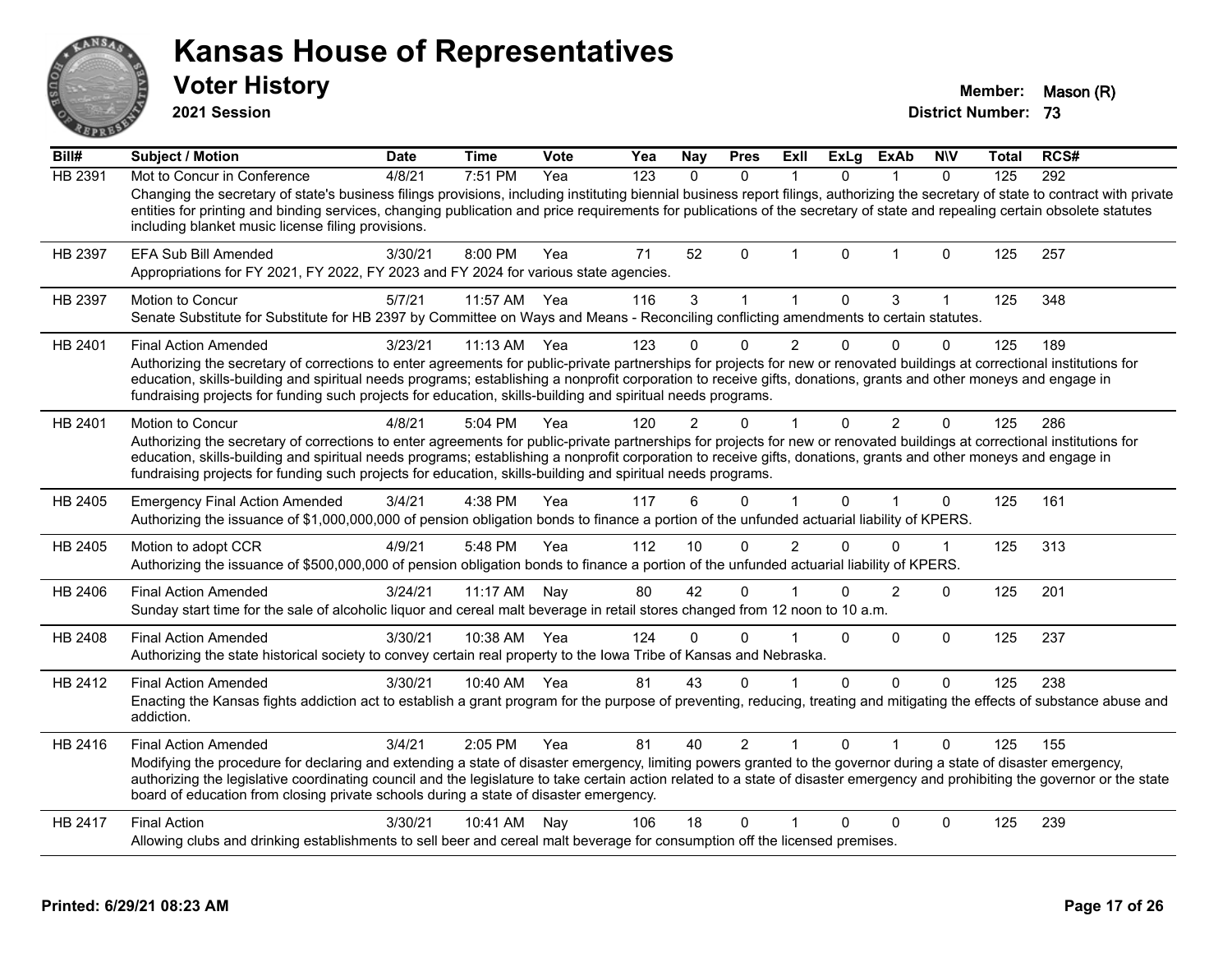# Kansas House of Representatives

## Voter History

**2021 Session**

**Member:** Mason (R)
**District Number:** 73

| Bill# | Subject / Motion | Date | Time | Vote | Yea | Nay | Pres | ExII | ExLg | ExAb | N\V | Total | RCS# |
|---|---|---|---|---|---|---|---|---|---|---|---|---|---|
| HB 2391 | Mot to Concur in Conference | 4/8/21 | 7:51 PM | Yea | 123 | 0 | 0 | 1 | 0 | 1 | 0 | 125 | 292 |
| | Changing the secretary of state's business filings provisions, including instituting biennial business report filings, authorizing the secretary of state to contract with private entities for printing and binding services, changing publication and price requirements for publications of the secretary of state and repealing certain obsolete statutes including blanket music license filing provisions. | | | | | | | | | | | | |
| HB 2397 | EFA Sub Bill Amended | 3/30/21 | 8:00 PM | Yea | 71 | 52 | 0 | 1 | 0 | 1 | 0 | 125 | 257 |
| | Appropriations for FY 2021, FY 2022, FY 2023 and FY 2024 for various state agencies. | | | | | | | | | | | | |
| HB 2397 | Motion to Concur | 5/7/21 | 11:57 AM | Yea | 116 | 3 | 1 | 1 | 0 | 3 | 1 | 125 | 348 |
| | Senate Substitute for Substitute for HB 2397 by Committee on Ways and Means - Reconciling conflicting amendments to certain statutes. | | | | | | | | | | | | |
| HB 2401 | Final Action Amended | 3/23/21 | 11:13 AM | Yea | 123 | 0 | 0 | 2 | 0 | 0 | 0 | 125 | 189 |
| | Authorizing the secretary of corrections to enter agreements for public-private partnerships for projects for new or renovated buildings at correctional institutions for education, skills-building and spiritual needs programs; establishing a nonprofit corporation to receive gifts, donations, grants and other moneys and engage in fundraising projects for funding such projects for education, skills-building and spiritual needs programs. | | | | | | | | | | | | |
| HB 2401 | Motion to Concur | 4/8/21 | 5:04 PM | Yea | 120 | 2 | 0 | 1 | 0 | 2 | 0 | 125 | 286 |
| | Authorizing the secretary of corrections to enter agreements for public-private partnerships for projects for new or renovated buildings at correctional institutions for education, skills-building and spiritual needs programs; establishing a nonprofit corporation to receive gifts, donations, grants and other moneys and engage in fundraising projects for funding such projects for education, skills-building and spiritual needs programs. | | | | | | | | | | | | |
| HB 2405 | Emergency Final Action Amended | 3/4/21 | 4:38 PM | Yea | 117 | 6 | 0 | 1 | 0 | 1 | 0 | 125 | 161 |
| | Authorizing the issuance of $1,000,000,000 of pension obligation bonds to finance a portion of the unfunded actuarial liability of KPERS. | | | | | | | | | | | | |
| HB 2405 | Motion to adopt CCR | 4/9/21 | 5:48 PM | Yea | 112 | 10 | 0 | 2 | 0 | 0 | 1 | 125 | 313 |
| | Authorizing the issuance of $500,000,000 of pension obligation bonds to finance a portion of the unfunded actuarial liability of KPERS. | | | | | | | | | | | | |
| HB 2406 | Final Action Amended | 3/24/21 | 11:17 AM | Nay | 80 | 42 | 0 | 1 | 0 | 2 | 0 | 125 | 201 |
| | Sunday start time for the sale of alcoholic liquor and cereal malt beverage in retail stores changed from 12 noon to 10 a.m. | | | | | | | | | | | | |
| HB 2408 | Final Action Amended | 3/30/21 | 10:38 AM | Yea | 124 | 0 | 0 | 1 | 0 | 0 | 0 | 125 | 237 |
| | Authorizing the state historical society to convey certain real property to the Iowa Tribe of Kansas and Nebraska. | | | | | | | | | | | | |
| HB 2412 | Final Action Amended | 3/30/21 | 10:40 AM | Yea | 81 | 43 | 0 | 1 | 0 | 0 | 0 | 125 | 238 |
| | Enacting the Kansas fights addiction act to establish a grant program for the purpose of preventing, reducing, treating and mitigating the effects of substance abuse and addiction. | | | | | | | | | | | | |
| HB 2416 | Final Action Amended | 3/4/21 | 2:05 PM | Yea | 81 | 40 | 2 | 1 | 0 | 1 | 0 | 125 | 155 |
| | Modifying the procedure for declaring and extending a state of disaster emergency, limiting powers granted to the governor during a state of disaster emergency, authorizing the legislative coordinating council and the legislature to take certain action related to a state of disaster emergency and prohibiting the governor or the state board of education from closing private schools during a state of disaster emergency. | | | | | | | | | | | | |
| HB 2417 | Final Action | 3/30/21 | 10:41 AM | Nay | 106 | 18 | 0 | 1 | 0 | 0 | 0 | 125 | 239 |
| | Allowing clubs and drinking establishments to sell beer and cereal malt beverage for consumption off the licensed premises. | | | | | | | | | | | | |

**Printed: 6/29/21 08:23 AM**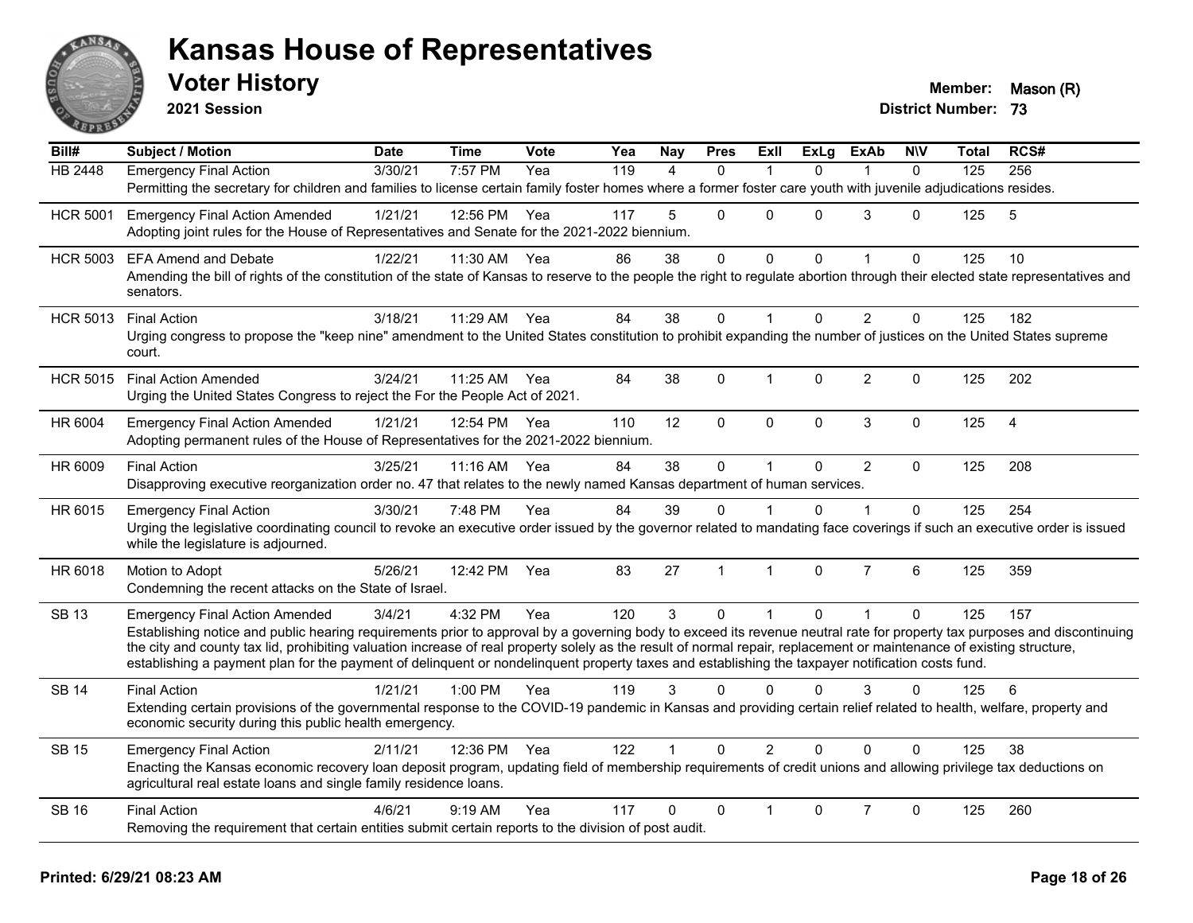# Kansas House of Representatives

## Voter History

**2021 Session**

**Member:** Mason (R)
**District Number:** 73

| Bill# | Subject / Motion | Date | Time | Vote | Yea | Nay | Pres | ExII | ExLg | ExAb | N\V | Total | RCS# |
|---|---|---|---|---|---|---|---|---|---|---|---|---|---|
| HB 2448 | Emergency Final Action | 3/30/21 | 7:57 PM | Yea | 119 | 4 | 0 | 1 | 0 | 1 | 0 | 125 | 256 |
| | Permitting the secretary for children and families to license certain family foster homes where a former foster care youth with juvenile adjudications resides. | | | | | | | | | | | | |
| HCR 5001 | Emergency Final Action Amended | 1/21/21 | 12:56 PM | Yea | 117 | 5 | 0 | 0 | 0 | 3 | 0 | 125 | 5 |
| | Adopting joint rules for the House of Representatives and Senate for the 2021-2022 biennium. | | | | | | | | | | | | |
| HCR 5003 | EFA Amend and Debate | 1/22/21 | 11:30 AM | Yea | 86 | 38 | 0 | 0 | 0 | 1 | 0 | 125 | 10 |
| | Amending the bill of rights of the constitution of the state of Kansas to reserve to the people the right to regulate abortion through their elected state representatives and senators. | | | | | | | | | | | | |
| HCR 5013 | Final Action | 3/18/21 | 11:29 AM | Yea | 84 | 38 | 0 | 1 | 0 | 2 | 0 | 125 | 182 |
| | Urging congress to propose the "keep nine" amendment to the United States constitution to prohibit expanding the number of justices on the United States supreme court. | | | | | | | | | | | | |
| HCR 5015 | Final Action Amended | 3/24/21 | 11:25 AM | Yea | 84 | 38 | 0 | 1 | 0 | 2 | 0 | 125 | 202 |
| | Urging the United States Congress to reject the For the People Act of 2021. | | | | | | | | | | | | |
| HR 6004 | Emergency Final Action Amended | 1/21/21 | 12:54 PM | Yea | 110 | 12 | 0 | 0 | 0 | 3 | 0 | 125 | 4 |
| | Adopting permanent rules of the House of Representatives for the 2021-2022 biennium. | | | | | | | | | | | | |
| HR 6009 | Final Action | 3/25/21 | 11:16 AM | Yea | 84 | 38 | 0 | 1 | 0 | 2 | 0 | 125 | 208 |
| | Disapproving executive reorganization order no. 47 that relates to the newly named Kansas department of human services. | | | | | | | | | | | | |
| HR 6015 | Emergency Final Action | 3/30/21 | 7:48 PM | Yea | 84 | 39 | 0 | 1 | 0 | 1 | 0 | 125 | 254 |
| | Urging the legislative coordinating council to revoke an executive order issued by the governor related to mandating face coverings if such an executive order is issued while the legislature is adjourned. | | | | | | | | | | | | |
| HR 6018 | Motion to Adopt | 5/26/21 | 12:42 PM | Yea | 83 | 27 | 1 | 1 | 0 | 7 | 6 | 125 | 359 |
| | Condemning the recent attacks on the State of Israel. | | | | | | | | | | | | |
| SB 13 | Emergency Final Action Amended | 3/4/21 | 4:32 PM | Yea | 120 | 3 | 0 | 1 | 0 | 1 | 0 | 125 | 157 |
| | Establishing notice and public hearing requirements prior to approval by a governing body to exceed its revenue neutral rate for property tax purposes and discontinuing the city and county tax lid, prohibiting valuation increase of real property solely as the result of normal repair, replacement or maintenance of existing structure, establishing a payment plan for the payment of delinquent or nondelinquent property taxes and establishing the taxpayer notification costs fund. | | | | | | | | | | | | |
| SB 14 | Final Action | 1/21/21 | 1:00 PM | Yea | 119 | 3 | 0 | 0 | 0 | 3 | 0 | 125 | 6 |
| | Extending certain provisions of the governmental response to the COVID-19 pandemic in Kansas and providing certain relief related to health, welfare, property and economic security during this public health emergency. | | | | | | | | | | | | |
| SB 15 | Emergency Final Action | 2/11/21 | 12:36 PM | Yea | 122 | 1 | 0 | 2 | 0 | 0 | 0 | 125 | 38 |
| | Enacting the Kansas economic recovery loan deposit program, updating field of membership requirements of credit unions and allowing privilege tax deductions on agricultural real estate loans and single family residence loans. | | | | | | | | | | | | |
| SB 16 | Final Action | 4/6/21 | 9:19 AM | Yea | 117 | 0 | 0 | 1 | 0 | 7 | 0 | 125 | 260 |
| | Removing the requirement that certain entities submit certain reports to the division of post audit. | | | | | | | | | | | | |

**Printed: 6/29/21 08:23 AM**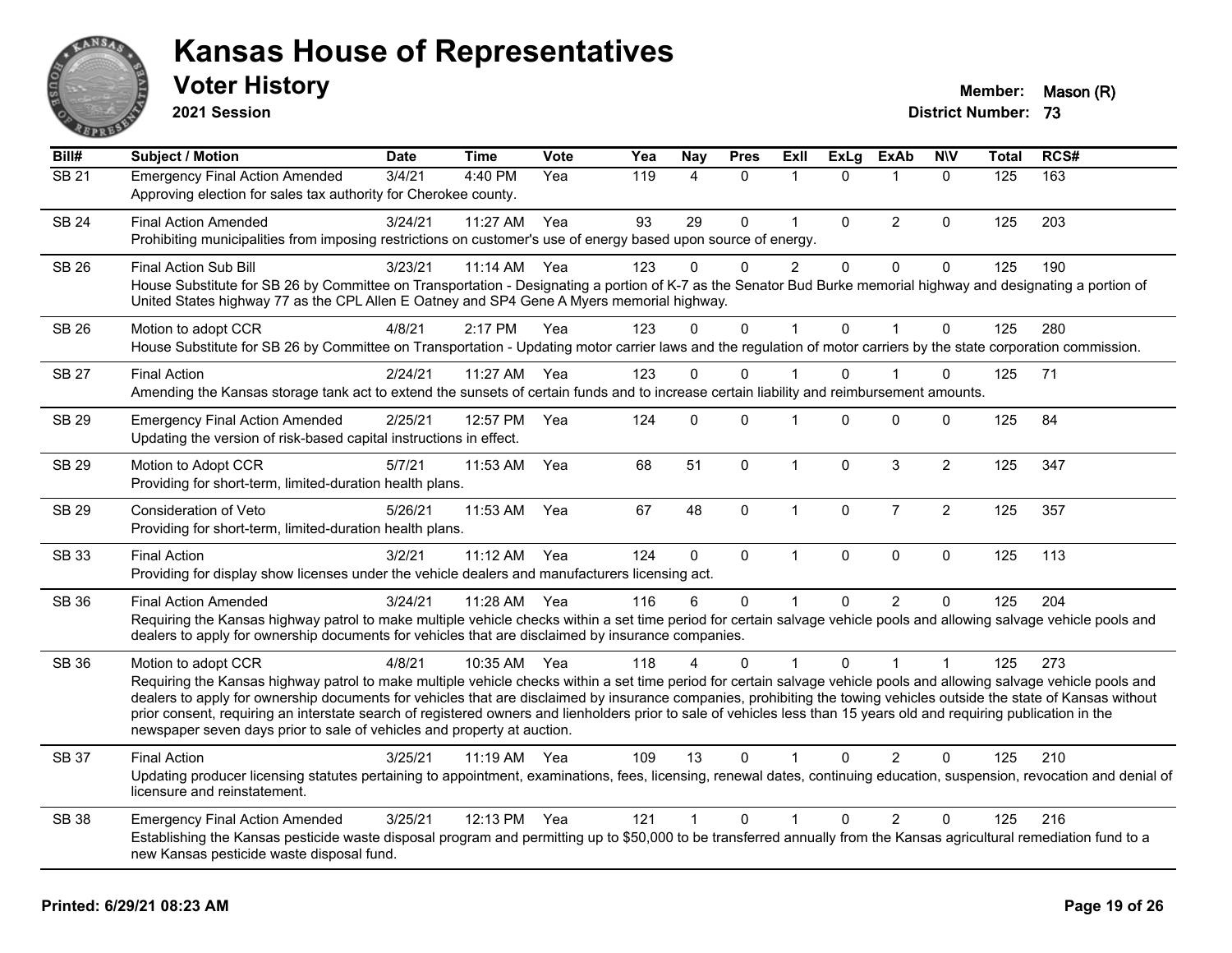# Kansas House of Representatives

## Voter History

**2021 Session**

**Member:** Mason (R)
**District Number:** 73

| Bill# | Subject / Motion | Date | Time | Vote | Yea | Nay | Pres | ExII | ExLg | ExAb | N\V | Total | RCS# |
|---|---|---|---|---|---|---|---|---|---|---|---|---|---|
| SB 21 | Emergency Final Action Amended | 3/4/21 | 4:40 PM | Yea | 119 | 4 | 0 | 1 | 0 | 1 | 0 | 125 | 163 |
| | Approving election for sales tax authority for Cherokee county. | | | | | | | | | | | | |
| SB 24 | Final Action Amended | 3/24/21 | 11:27 AM | Yea | 93 | 29 | 0 | 1 | 0 | 2 | 0 | 125 | 203 |
| | Prohibiting municipalities from imposing restrictions on customer's use of energy based upon source of energy. | | | | | | | | | | | | |
| SB 26 | Final Action Sub Bill | 3/23/21 | 11:14 AM | Yea | 123 | 0 | 0 | 2 | 0 | 0 | 0 | 125 | 190 |
| | House Substitute for SB 26 by Committee on Transportation - Designating a portion of K-7 as the Senator Bud Burke memorial highway and designating a portion of United States highway 77 as the CPL Allen E Oatney and SP4 Gene A Myers memorial highway. | | | | | | | | | | | | |
| SB 26 | Motion to adopt CCR | 4/8/21 | 2:17 PM | Yea | 123 | 0 | 0 | 1 | 0 | 1 | 0 | 125 | 280 |
| | House Substitute for SB 26 by Committee on Transportation - Updating motor carrier laws and the regulation of motor carriers by the state corporation commission. | | | | | | | | | | | | |
| SB 27 | Final Action | 2/24/21 | 11:27 AM | Yea | 123 | 0 | 0 | 1 | 0 | 1 | 0 | 125 | 71 |
| | Amending the Kansas storage tank act to extend the sunsets of certain funds and to increase certain liability and reimbursement amounts. | | | | | | | | | | | | |
| SB 29 | Emergency Final Action Amended | 2/25/21 | 12:57 PM | Yea | 124 | 0 | 0 | 1 | 0 | 0 | 0 | 125 | 84 |
| | Updating the version of risk-based capital instructions in effect. | | | | | | | | | | | | |
| SB 29 | Motion to Adopt CCR | 5/7/21 | 11:53 AM | Yea | 68 | 51 | 0 | 1 | 0 | 3 | 2 | 125 | 347 |
| | Providing for short-term, limited-duration health plans. | | | | | | | | | | | | |
| SB 29 | Consideration of Veto | 5/26/21 | 11:53 AM | Yea | 67 | 48 | 0 | 1 | 0 | 7 | 2 | 125 | 357 |
| | Providing for short-term, limited-duration health plans. | | | | | | | | | | | | |
| SB 33 | Final Action | 3/2/21 | 11:12 AM | Yea | 124 | 0 | 0 | 1 | 0 | 0 | 0 | 125 | 113 |
| | Providing for display show licenses under the vehicle dealers and manufacturers licensing act. | | | | | | | | | | | | |
| SB 36 | Final Action Amended | 3/24/21 | 11:28 AM | Yea | 116 | 6 | 0 | 1 | 0 | 2 | 0 | 125 | 204 |
| | Requiring the Kansas highway patrol to make multiple vehicle checks within a set time period for certain salvage vehicle pools and allowing salvage vehicle pools and dealers to apply for ownership documents for vehicles that are disclaimed by insurance companies. | | | | | | | | | | | | |
| SB 36 | Motion to adopt CCR | 4/8/21 | 10:35 AM | Yea | 118 | 4 | 0 | 1 | 0 | 1 | 1 | 125 | 273 |
| | Requiring the Kansas highway patrol to make multiple vehicle checks within a set time period for certain salvage vehicle pools and allowing salvage vehicle pools and dealers to apply for ownership documents for vehicles that are disclaimed by insurance companies, prohibiting the towing vehicles outside the state of Kansas without prior consent, requiring an interstate search of registered owners and lienholders prior to sale of vehicles less than 15 years old and requiring publication in the newspaper seven days prior to sale of vehicles and property at auction. | | | | | | | | | | | | |
| SB 37 | Final Action | 3/25/21 | 11:19 AM | Yea | 109 | 13 | 0 | 1 | 0 | 2 | 0 | 125 | 210 |
| | Updating producer licensing statutes pertaining to appointment, examinations, fees, licensing, renewal dates, continuing education, suspension, revocation and denial of licensure and reinstatement. | | | | | | | | | | | | |
| SB 38 | Emergency Final Action Amended | 3/25/21 | 12:13 PM | Yea | 121 | 1 | 0 | 1 | 0 | 2 | 0 | 125 | 216 |
| | Establishing the Kansas pesticide waste disposal program and permitting up to $50,000 to be transferred annually from the Kansas agricultural remediation fund to a new Kansas pesticide waste disposal fund. | | | | | | | | | | | | |

**Printed: 6/29/21 08:23 AM**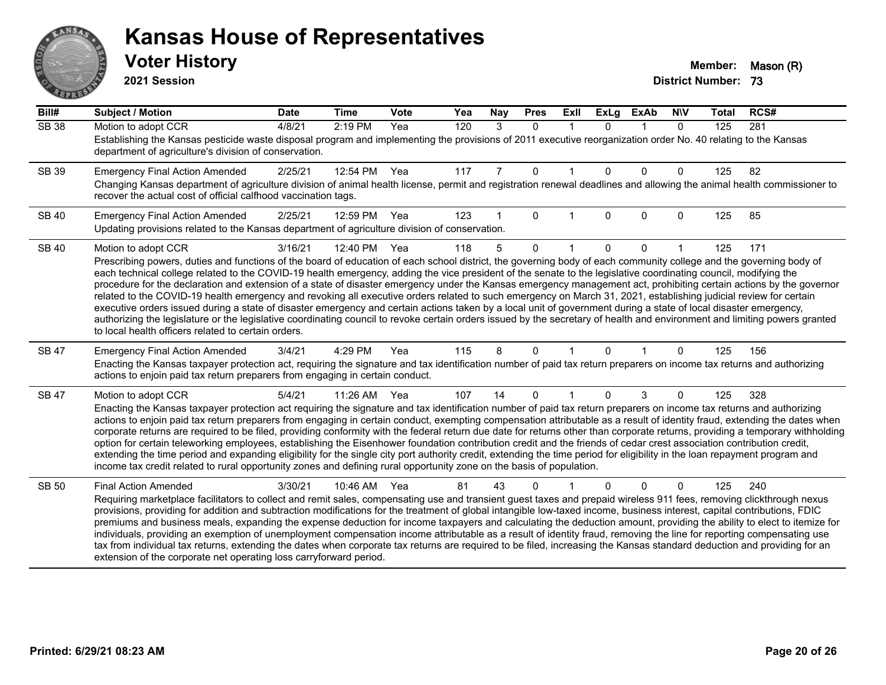# Kansas House of Representatives

## Voter History

**2021 Session**

**Member:** Mason (R)

**District Number:** 73

| Bill# | Subject / Motion | Date | Time | Vote | Yea | Nay | Pres | ExII | ExLg | ExAb | N\V | Total | RCS# |
|---|---|---|---|---|---|---|---|---|---|---|---|---|---|
| SB 38 | Motion to adopt CCR | 4/8/21 | 2:19 PM | Yea | 120 | 3 | 0 | 1 | 0 | 1 | 0 | 125 | 281 |
| | Establishing the Kansas pesticide waste disposal program and implementing the provisions of 2011 executive reorganization order No. 40 relating to the Kansas department of agriculture's division of conservation. | | | | | | | | | | | | |
| SB 39 | Emergency Final Action Amended | 2/25/21 | 12:54 PM | Yea | 117 | 7 | 0 | 1 | 0 | 0 | 0 | 125 | 82 |
| | Changing Kansas department of agriculture division of animal health license, permit and registration renewal deadlines and allowing the animal health commissioner to recover the actual cost of official calfhood vaccination tags. | | | | | | | | | | | | |
| SB 40 | Emergency Final Action Amended | 2/25/21 | 12:59 PM | Yea | 123 | 1 | 0 | 1 | 0 | 0 | 0 | 125 | 85 |
| | Updating provisions related to the Kansas department of agriculture division of conservation. | | | | | | | | | | | | |
| SB 40 | Motion to adopt CCR | 3/16/21 | 12:40 PM | Yea | 118 | 5 | 0 | 1 | 0 | 0 | 1 | 125 | 171 |
| | Prescribing powers, duties and functions of the board of education of each school district, the governing body of each community college and the governing body of each technical college related to the COVID-19 health emergency, adding the vice president of the senate to the legislative coordinating council, modifying the procedure for the declaration and extension of a state of disaster emergency under the Kansas emergency management act, prohibiting certain actions by the governor related to the COVID-19 health emergency and revoking all executive orders related to such emergency on March 31, 2021, establishing judicial review for certain executive orders issued during a state of disaster emergency and certain actions taken by a local unit of government during a state of local disaster emergency, authorizing the legislature or the legislative coordinating council to revoke certain orders issued by the secretary of health and environment and limiting powers granted to local health officers related to certain orders. | | | | | | | | | | | | |
| SB 47 | Emergency Final Action Amended | 3/4/21 | 4:29 PM | Yea | 115 | 8 | 0 | 1 | 0 | 1 | 0 | 125 | 156 |
| | Enacting the Kansas taxpayer protection act, requiring the signature and tax identification number of paid tax return preparers on income tax returns and authorizing actions to enjoin paid tax return preparers from engaging in certain conduct. | | | | | | | | | | | | |
| SB 47 | Motion to adopt CCR | 5/4/21 | 11:26 AM | Yea | 107 | 14 | 0 | 1 | 0 | 3 | 0 | 125 | 328 |
| | Enacting the Kansas taxpayer protection act requiring the signature and tax identification number of paid tax return preparers on income tax returns and authorizing actions to enjoin paid tax return preparers from engaging in certain conduct, exempting compensation attributable as a result of identity fraud, extending the dates when corporate returns are required to be filed, providing conformity with the federal return due date for returns other than corporate returns, providing a temporary withholding option for certain teleworking employees, establishing the Eisenhower foundation contribution credit and the friends of cedar crest association contribution credit, extending the time period and expanding eligibility for the single city port authority credit, extending the time period for eligibility in the loan repayment program and income tax credit related to rural opportunity zones and defining rural opportunity zone on the basis of population. | | | | | | | | | | | | |
| SB 50 | Final Action Amended | 3/30/21 | 10:46 AM | Yea | 81 | 43 | 0 | 1 | 0 | 0 | 0 | 125 | 240 |
| | Requiring marketplace facilitators to collect and remit sales, compensating use and transient guest taxes and prepaid wireless 911 fees, removing clickthrough nexus provisions, providing for addition and subtraction modifications for the treatment of global intangible low-taxed income, business interest, capital contributions, FDIC premiums and business meals, expanding the expense deduction for income taxpayers and calculating the deduction amount, providing the ability to elect to itemize for individuals, providing an exemption of unemployment compensation income attributable as a result of identity fraud, removing the line for reporting compensating use tax from individual tax returns, extending the dates when corporate tax returns are required to be filed, increasing the Kansas standard deduction and providing for an extension of the corporate net operating loss carryforward period. | | | | | | | | | | | | |

**Printed: 6/29/21 08:23 AM**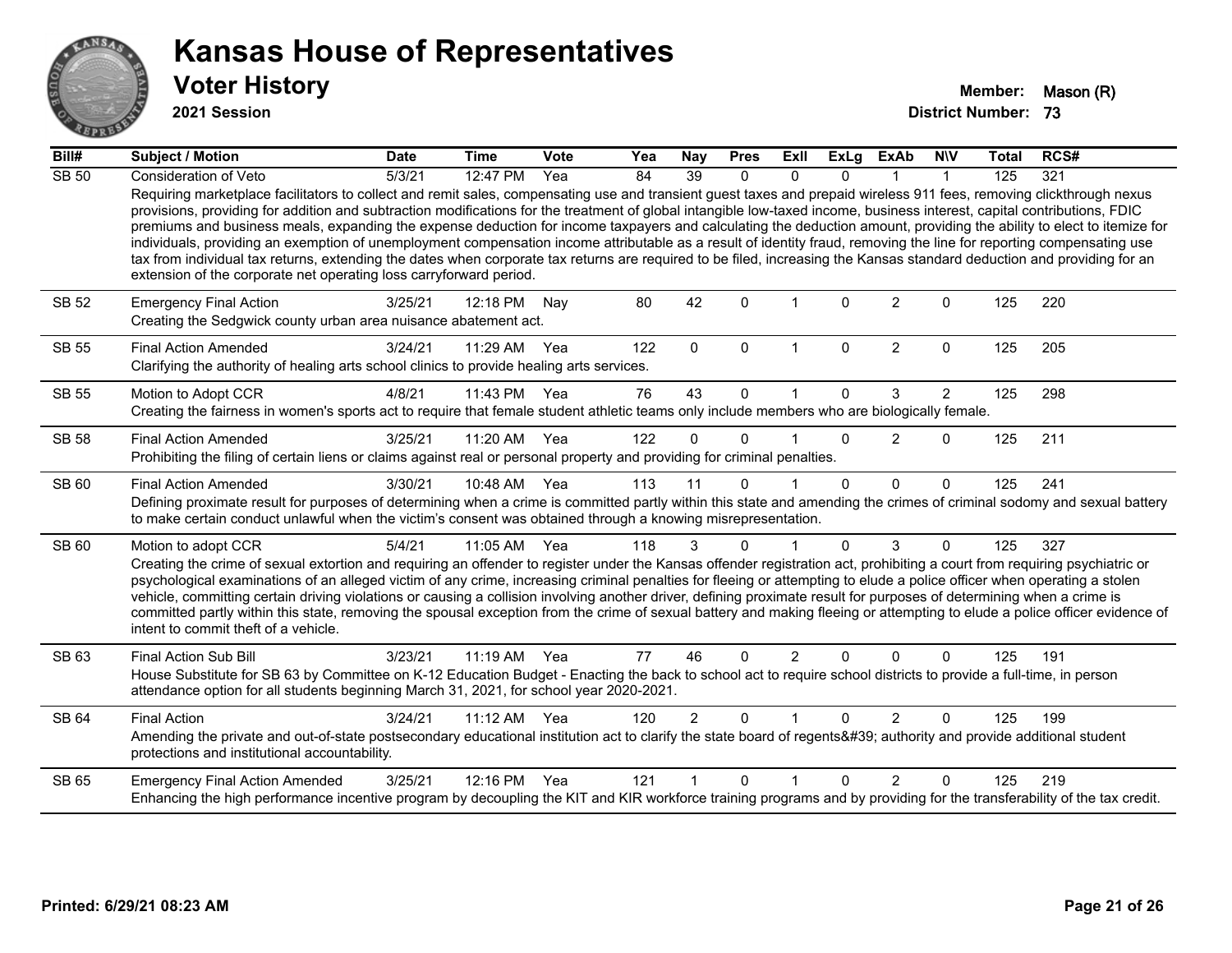# Kansas House of Representatives

## Voter History

**2021 Session**

**Member:** Mason (R)

**District Number:** 73

| Bill# | Subject / Motion | Date | Time | Vote | Yea | Nay | Pres | ExII | ExLg | ExAb | N\V | Total | RCS# |
|---|---|---|---|---|---|---|---|---|---|---|---|---|---|
| SB 50 | Consideration of Veto | 5/3/21 | 12:47 PM | Yea | 84 | 39 | 0 | 0 | 0 | 1 | 1 | 125 | 321 |
| | Requiring marketplace facilitators to collect and remit sales, compensating use and transient guest taxes and prepaid wireless 911 fees, removing clickthrough nexus provisions, providing for addition and subtraction modifications for the treatment of global intangible low-taxed income, business interest, capital contributions, FDIC premiums and business meals, expanding the expense deduction for income taxpayers and calculating the deduction amount, providing the ability to elect to itemize for individuals, providing an exemption of unemployment compensation income attributable as a result of identity fraud, removing the line for reporting compensating use tax from individual tax returns, extending the dates when corporate tax returns are required to be filed, increasing the Kansas standard deduction and providing for an extension of the corporate net operating loss carryforward period. | | | | | | | | | | | | |
| SB 52 | Emergency Final Action | 3/25/21 | 12:18 PM | Nay | 80 | 42 | 0 | 1 | 0 | 2 | 0 | 125 | 220 |
| | Creating the Sedgwick county urban area nuisance abatement act. | | | | | | | | | | | | |
| SB 55 | Final Action Amended | 3/24/21 | 11:29 AM | Yea | 122 | 0 | 0 | 1 | 0 | 2 | 0 | 125 | 205 |
| | Clarifying the authority of healing arts school clinics to provide healing arts services. | | | | | | | | | | | | |
| SB 55 | Motion to Adopt CCR | 4/8/21 | 11:43 PM | Yea | 76 | 43 | 0 | 1 | 0 | 3 | 2 | 125 | 298 |
| | Creating the fairness in women's sports act to require that female student athletic teams only include members who are biologically female. | | | | | | | | | | | | |
| SB 58 | Final Action Amended | 3/25/21 | 11:20 AM | Yea | 122 | 0 | 0 | 1 | 0 | 2 | 0 | 125 | 211 |
| | Prohibiting the filing of certain liens or claims against real or personal property and providing for criminal penalties. | | | | | | | | | | | | |
| SB 60 | Final Action Amended | 3/30/21 | 10:48 AM | Yea | 113 | 11 | 0 | 1 | 0 | 0 | 0 | 125 | 241 |
| | Defining proximate result for purposes of determining when a crime is committed partly within this state and amending the crimes of criminal sodomy and sexual battery to make certain conduct unlawful when the victim's consent was obtained through a knowing misrepresentation. | | | | | | | | | | | | |
| SB 60 | Motion to adopt CCR | 5/4/21 | 11:05 AM | Yea | 118 | 3 | 0 | 1 | 0 | 3 | 0 | 125 | 327 |
| | Creating the crime of sexual extortion and requiring an offender to register under the Kansas offender registration act, prohibiting a court from requiring psychiatric or psychological examinations of an alleged victim of any crime, increasing criminal penalties for fleeing or attempting to elude a police officer when operating a stolen vehicle, committing certain driving violations or causing a collision involving another driver, defining proximate result for purposes of determining when a crime is committed partly within this state, removing the spousal exception from the crime of sexual battery and making fleeing or attempting to elude a police officer evidence of intent to commit theft of a vehicle. | | | | | | | | | | | | |
| SB 63 | Final Action Sub Bill | 3/23/21 | 11:19 AM | Yea | 77 | 46 | 0 | 2 | 0 | 0 | 0 | 125 | 191 |
| | House Substitute for SB 63 by Committee on K-12 Education Budget - Enacting the back to school act to require school districts to provide a full-time, in person attendance option for all students beginning March 31, 2021, for school year 2020-2021. | | | | | | | | | | | | |
| SB 64 | Final Action | 3/24/21 | 11:12 AM | Yea | 120 | 2 | 0 | 1 | 0 | 2 | 0 | 125 | 199 |
| | Amending the private and out-of-state postsecondary educational institution act to clarify the state board of regents&#39; authority and provide additional student protections and institutional accountability. | | | | | | | | | | | | |
| SB 65 | Emergency Final Action Amended | 3/25/21 | 12:16 PM | Yea | 121 | 1 | 0 | 1 | 0 | 2 | 0 | 125 | 219 |
| | Enhancing the high performance incentive program by decoupling the KIT and KIR workforce training programs and by providing for the transferability of the tax credit. | | | | | | | | | | | | |

**Printed: 6/29/21 08:23 AM**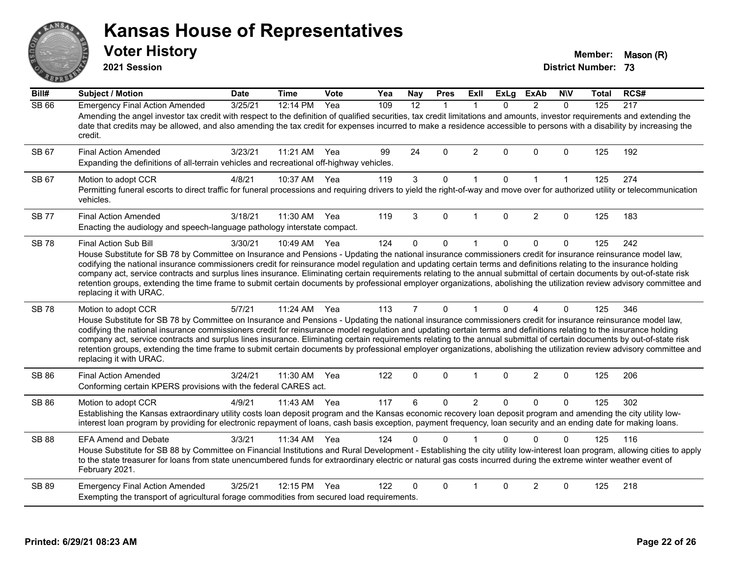# Kansas House of Representatives

## Voter History

**2021 Session**

**Member:** Mason (R)
**District Number:** 73

| Bill# | Subject / Motion | Date | Time | Vote | Yea | Nay | Pres | ExII | ExLg | ExAb | N\V | Total | RCS# |
|---|---|---|---|---|---|---|---|---|---|---|---|---|---|
| SB 66 | Emergency Final Action Amended | 3/25/21 | 12:14 PM | Yea | 109 | 12 | 1 | 1 | 0 | 2 | 0 | 125 | 217 |
| | Amending the angel investor tax credit with respect to the definition of qualified securities, tax credit limitations and amounts, investor requirements and extending the date that credits may be allowed, and also amending the tax credit for expenses incurred to make a residence accessible to persons with a disability by increasing the credit. | | | | | | | | | | | | |
| SB 67 | Final Action Amended | 3/23/21 | 11:21 AM | Yea | 99 | 24 | 0 | 2 | 0 | 0 | 0 | 125 | 192 |
| | Expanding the definitions of all-terrain vehicles and recreational off-highway vehicles. | | | | | | | | | | | | |
| SB 67 | Motion to adopt CCR | 4/8/21 | 10:37 AM | Yea | 119 | 3 | 0 | 1 | 0 | 1 | 1 | 125 | 274 |
| | Permitting funeral escorts to direct traffic for funeral processions and requiring drivers to yield the right-of-way and move over for authorized utility or telecommunication vehicles. | | | | | | | | | | | | |
| SB 77 | Final Action Amended | 3/18/21 | 11:30 AM | Yea | 119 | 3 | 0 | 1 | 0 | 2 | 0 | 125 | 183 |
| | Enacting the audiology and speech-language pathology interstate compact. | | | | | | | | | | | | |
| SB 78 | Final Action Sub Bill | 3/30/21 | 10:49 AM | Yea | 124 | 0 | 0 | 1 | 0 | 0 | 0 | 125 | 242 |
| | House Substitute for SB 78 by Committee on Insurance and Pensions - Updating the national insurance commissioners credit for insurance reinsurance model law, codifying the national insurance commissioners credit for reinsurance model regulation and updating certain terms and definitions relating to the insurance holding company act, service contracts and surplus lines insurance. Eliminating certain requirements relating to the annual submittal of certain documents by out-of-state risk retention groups, extending the time frame to submit certain documents by professional employer organizations, abolishing the utilization review advisory committee and replacing it with URAC. | | | | | | | | | | | | |
| SB 78 | Motion to adopt CCR | 5/7/21 | 11:24 AM | Yea | 113 | 7 | 0 | 1 | 0 | 4 | 0 | 125 | 346 |
| | House Substitute for SB 78 by Committee on Insurance and Pensions - Updating the national insurance commissioners credit for insurance reinsurance model law, codifying the national insurance commissioners credit for reinsurance model regulation and updating certain terms and definitions relating to the insurance holding company act, service contracts and surplus lines insurance. Eliminating certain requirements relating to the annual submittal of certain documents by out-of-state risk retention groups, extending the time frame to submit certain documents by professional employer organizations, abolishing the utilization review advisory committee and replacing it with URAC. | | | | | | | | | | | | |
| SB 86 | Final Action Amended | 3/24/21 | 11:30 AM | Yea | 122 | 0 | 0 | 1 | 0 | 2 | 0 | 125 | 206 |
| | Conforming certain KPERS provisions with the federal CARES act. | | | | | | | | | | | | |
| SB 86 | Motion to adopt CCR | 4/9/21 | 11:43 AM | Yea | 117 | 6 | 0 | 2 | 0 | 0 | 0 | 125 | 302 |
| | Establishing the Kansas extraordinary utility costs loan deposit program and the Kansas economic recovery loan deposit program and amending the city utility low-interest loan program by providing for electronic repayment of loans, cash basis exception, payment frequency, loan security and an ending date for making loans. | | | | | | | | | | | | |
| SB 88 | EFA Amend and Debate | 3/3/21 | 11:34 AM | Yea | 124 | 0 | 0 | 1 | 0 | 0 | 0 | 125 | 116 |
| | House Substitute for SB 88 by Committee on Financial Institutions and Rural Development - Establishing the city utility low-interest loan program, allowing cities to apply to the state treasurer for loans from state unencumbered funds for extraordinary electric or natural gas costs incurred during the extreme winter weather event of February 2021. | | | | | | | | | | | | |
| SB 89 | Emergency Final Action Amended | 3/25/21 | 12:15 PM | Yea | 122 | 0 | 0 | 1 | 0 | 2 | 0 | 125 | 218 |
| | Exempting the transport of agricultural forage commodities from secured load requirements. | | | | | | | | | | | | |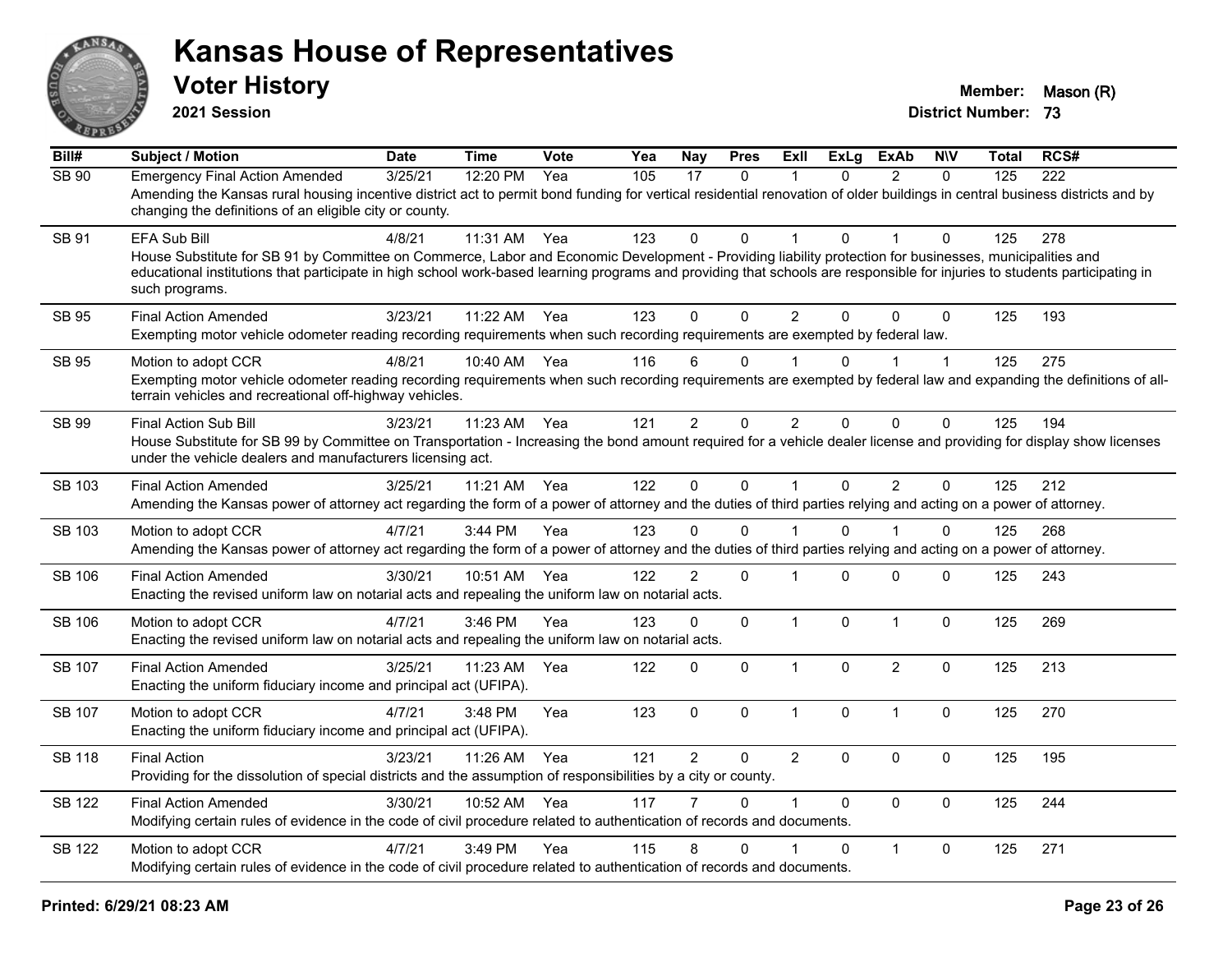# Kansas House of Representatives

## Voter History

**2021 Session**

**Member:** Mason (R)
**District Number:** 73

| Bill# | Subject / Motion | Date | Time | Vote | Yea | Nay | Pres | ExIl | ExLg | ExAb | N\V | Total | RCS# |
|---|---|---|---|---|---|---|---|---|---|---|---|---|---|
| SB 90 | Emergency Final Action Amended | 3/25/21 | 12:20 PM | Yea | 105 | 17 | 0 | 1 | 0 | 2 | 0 | 125 | 222 |
| | Amending the Kansas rural housing incentive district act to permit bond funding for vertical residential renovation of older buildings in central business districts and by changing the definitions of an eligible city or county. | | | | | | | | | | | | |
| SB 91 | EFA Sub Bill | 4/8/21 | 11:31 AM | Yea | 123 | 0 | 0 | 1 | 0 | 1 | 0 | 125 | 278 |
| | House Substitute for SB 91 by Committee on Commerce, Labor and Economic Development - Providing liability protection for businesses, municipalities and educational institutions that participate in high school work-based learning programs and providing that schools are responsible for injuries to students participating in such programs. | | | | | | | | | | | | |
| SB 95 | Final Action Amended | 3/23/21 | 11:22 AM | Yea | 123 | 0 | 0 | 2 | 0 | 0 | 0 | 125 | 193 |
| | Exempting motor vehicle odometer reading recording requirements when such recording requirements are exempted by federal law. | | | | | | | | | | | | |
| SB 95 | Motion to adopt CCR | 4/8/21 | 10:40 AM | Yea | 116 | 6 | 0 | 1 | 0 | 1 | 1 | 125 | 275 |
| | Exempting motor vehicle odometer reading recording requirements when such recording requirements are exempted by federal law and expanding the definitions of all-terrain vehicles and recreational off-highway vehicles. | | | | | | | | | | | | |
| SB 99 | Final Action Sub Bill | 3/23/21 | 11:23 AM | Yea | 121 | 2 | 0 | 2 | 0 | 0 | 0 | 125 | 194 |
| | House Substitute for SB 99 by Committee on Transportation - Increasing the bond amount required for a vehicle dealer license and providing for display show licenses under the vehicle dealers and manufacturers licensing act. | | | | | | | | | | | | |
| SB 103 | Final Action Amended | 3/25/21 | 11:21 AM | Yea | 122 | 0 | 0 | 1 | 0 | 2 | 0 | 125 | 212 |
| | Amending the Kansas power of attorney act regarding the form of a power of attorney and the duties of third parties relying and acting on a power of attorney. | | | | | | | | | | | | |
| SB 103 | Motion to adopt CCR | 4/7/21 | 3:44 PM | Yea | 123 | 0 | 0 | 1 | 0 | 1 | 0 | 125 | 268 |
| | Amending the Kansas power of attorney act regarding the form of a power of attorney and the duties of third parties relying and acting on a power of attorney. | | | | | | | | | | | | |
| SB 106 | Final Action Amended | 3/30/21 | 10:51 AM | Yea | 122 | 2 | 0 | 1 | 0 | 0 | 0 | 125 | 243 |
| | Enacting the revised uniform law on notarial acts and repealing the uniform law on notarial acts. | | | | | | | | | | | | |
| SB 106 | Motion to adopt CCR | 4/7/21 | 3:46 PM | Yea | 123 | 0 | 0 | 1 | 0 | 1 | 0 | 125 | 269 |
| | Enacting the revised uniform law on notarial acts and repealing the uniform law on notarial acts. | | | | | | | | | | | | |
| SB 107 | Final Action Amended | 3/25/21 | 11:23 AM | Yea | 122 | 0 | 0 | 1 | 0 | 2 | 0 | 125 | 213 |
| | Enacting the uniform fiduciary income and principal act (UFIPA). | | | | | | | | | | | | |
| SB 107 | Motion to adopt CCR | 4/7/21 | 3:48 PM | Yea | 123 | 0 | 0 | 1 | 0 | 1 | 0 | 125 | 270 |
| | Enacting the uniform fiduciary income and principal act (UFIPA). | | | | | | | | | | | | |
| SB 118 | Final Action | 3/23/21 | 11:26 AM | Yea | 121 | 2 | 0 | 2 | 0 | 0 | 0 | 125 | 195 |
| | Providing for the dissolution of special districts and the assumption of responsibilities by a city or county. | | | | | | | | | | | | |
| SB 122 | Final Action Amended | 3/30/21 | 10:52 AM | Yea | 117 | 7 | 0 | 1 | 0 | 0 | 0 | 125 | 244 |
| | Modifying certain rules of evidence in the code of civil procedure related to authentication of records and documents. | | | | | | | | | | | | |
| SB 122 | Motion to adopt CCR | 4/7/21 | 3:49 PM | Yea | 115 | 8 | 0 | 1 | 0 | 1 | 0 | 125 | 271 |
| | Modifying certain rules of evidence in the code of civil procedure related to authentication of records and documents. | | | | | | | | | | | | |

Printed: 6/29/21 08:23 AM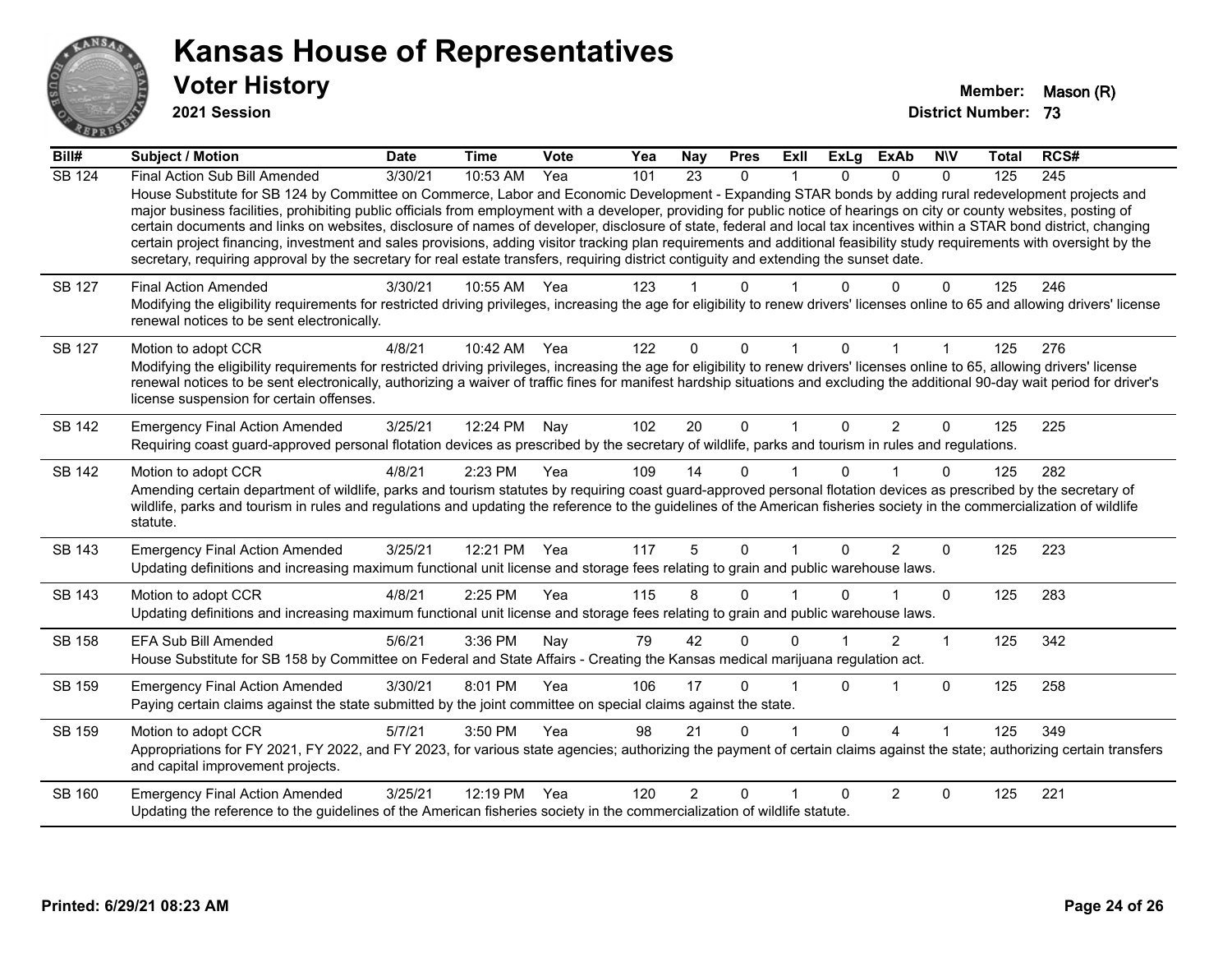# Kansas House of Representatives

## Voter History

**2021 Session**

**Member:** Mason (R)
**District Number:** 73

| Bill# | Subject / Motion | Date | Time | Vote | Yea | Nay | Pres | ExII | ExLg | ExAb | N\V | Total | RCS# |
|---|---|---|---|---|---|---|---|---|---|---|---|---|---|
| SB 124 | Final Action Sub Bill Amended | 3/30/21 | 10:53 AM | Yea | 101 | 23 | 0 | 1 | 0 | 0 | 0 | 125 | 245 |
| | House Substitute for SB 124 by Committee on Commerce, Labor and Economic Development - Expanding STAR bonds by adding rural redevelopment projects and major business facilities, prohibiting public officials from employment with a developer, providing for public notice of hearings on city or county websites, posting of certain documents and links on websites, disclosure of names of developer, disclosure of state, federal and local tax incentives within a STAR bond district, changing certain project financing, investment and sales provisions, adding visitor tracking plan requirements and additional feasibility study requirements with oversight by the secretary, requiring approval by the secretary for real estate transfers, requiring district contiguity and extending the sunset date. | | | | | | | | | | | | |
| SB 127 | Final Action Amended | 3/30/21 | 10:55 AM | Yea | 123 | 1 | 0 | 1 | 0 | 0 | 0 | 125 | 246 |
| | Modifying the eligibility requirements for restricted driving privileges, increasing the age for eligibility to renew drivers' licenses online to 65 and allowing drivers' license renewal notices to be sent electronically. | | | | | | | | | | | | |
| SB 127 | Motion to adopt CCR | 4/8/21 | 10:42 AM | Yea | 122 | 0 | 0 | 1 | 0 | 1 | 1 | 125 | 276 |
| | Modifying the eligibility requirements for restricted driving privileges, increasing the age for eligibility to renew drivers' licenses online to 65, allowing drivers' license renewal notices to be sent electronically, authorizing a waiver of traffic fines for manifest hardship situations and excluding the additional 90-day wait period for driver's license suspension for certain offenses. | | | | | | | | | | | | |
| SB 142 | Emergency Final Action Amended | 3/25/21 | 12:24 PM | Nay | 102 | 20 | 0 | 1 | 0 | 2 | 0 | 125 | 225 |
| | Requiring coast guard-approved personal flotation devices as prescribed by the secretary of wildlife, parks and tourism in rules and regulations. | | | | | | | | | | | | |
| SB 142 | Motion to adopt CCR | 4/8/21 | 2:23 PM | Yea | 109 | 14 | 0 | 1 | 0 | 1 | 0 | 125 | 282 |
| | Amending certain department of wildlife, parks and tourism statutes by requiring coast guard-approved personal flotation devices as prescribed by the secretary of wildlife, parks and tourism in rules and regulations and updating the reference to the guidelines of the American fisheries society in the commercialization of wildlife statute. | | | | | | | | | | | | |
| SB 143 | Emergency Final Action Amended | 3/25/21 | 12:21 PM | Yea | 117 | 5 | 0 | 1 | 0 | 2 | 0 | 125 | 223 |
| | Updating definitions and increasing maximum functional unit license and storage fees relating to grain and public warehouse laws. | | | | | | | | | | | | |
| SB 143 | Motion to adopt CCR | 4/8/21 | 2:25 PM | Yea | 115 | 8 | 0 | 1 | 0 | 1 | 0 | 125 | 283 |
| | Updating definitions and increasing maximum functional unit license and storage fees relating to grain and public warehouse laws. | | | | | | | | | | | | |
| SB 158 | EFA Sub Bill Amended | 5/6/21 | 3:36 PM | Nay | 79 | 42 | 0 | 0 | 1 | 2 | 1 | 125 | 342 |
| | House Substitute for SB 158 by Committee on Federal and State Affairs - Creating the Kansas medical marijuana regulation act. | | | | | | | | | | | | |
| SB 159 | Emergency Final Action Amended | 3/30/21 | 8:01 PM | Yea | 106 | 17 | 0 | 1 | 0 | 1 | 0 | 125 | 258 |
| | Paying certain claims against the state submitted by the joint committee on special claims against the state. | | | | | | | | | | | | |
| SB 159 | Motion to adopt CCR | 5/7/21 | 3:50 PM | Yea | 98 | 21 | 0 | 1 | 0 | 4 | 1 | 125 | 349 |
| | Appropriations for FY 2021, FY 2022, and FY 2023, for various state agencies; authorizing the payment of certain claims against the state; authorizing certain transfers and capital improvement projects. | | | | | | | | | | | | |
| SB 160 | Emergency Final Action Amended | 3/25/21 | 12:19 PM | Yea | 120 | 2 | 0 | 1 | 0 | 2 | 0 | 125 | 221 |
| | Updating the reference to the guidelines of the American fisheries society in the commercialization of wildlife statute. | | | | | | | | | | | | |

**Printed: 6/29/21 08:23 AM**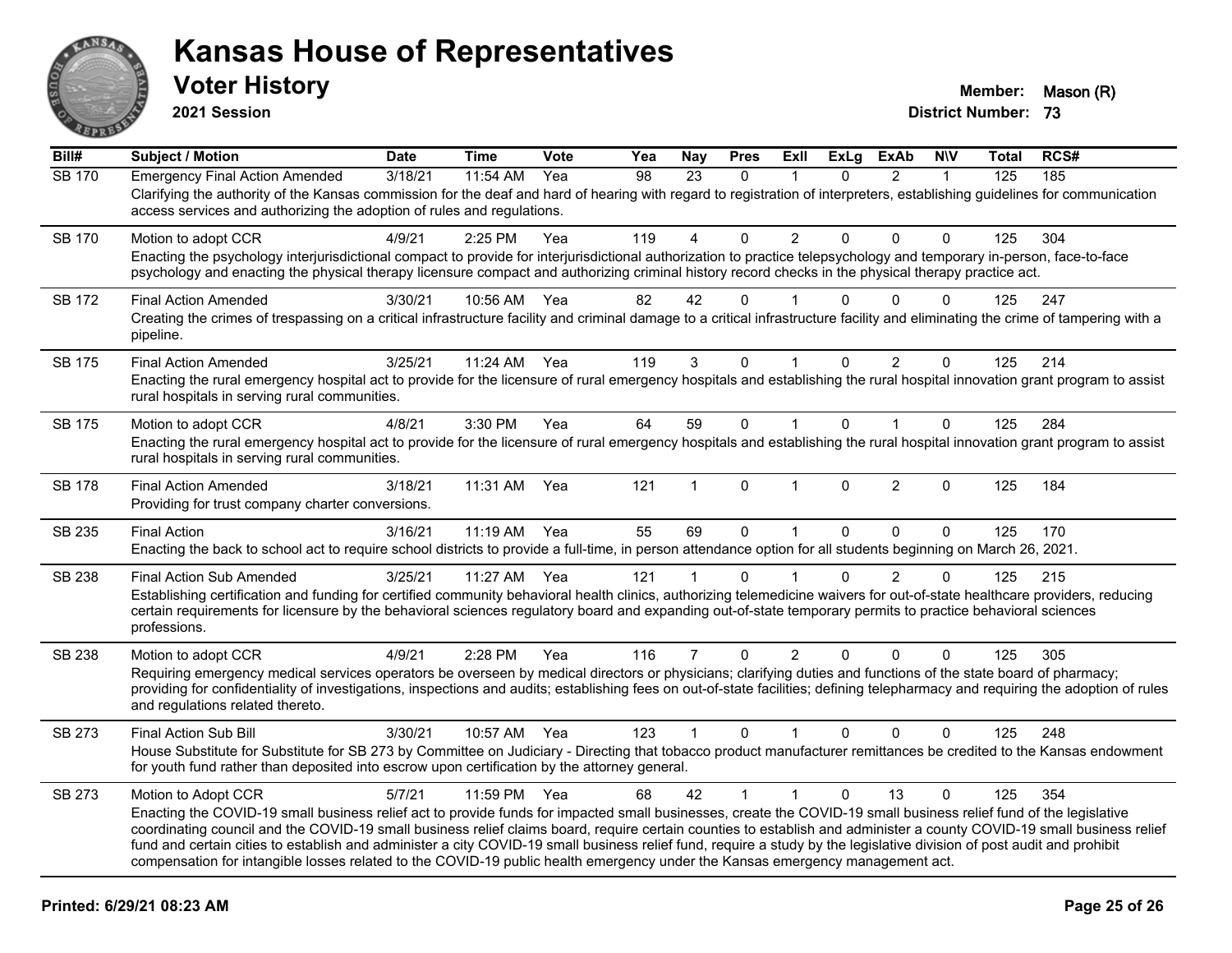# Kansas House of Representatives

## Voter History

**2021 Session**

**Member:** Mason (R)
**District Number:** 73

| Bill# | Subject / Motion | Date | Time | Vote | Yea | Nay | Pres | ExII | ExLg | ExAb | N\V | Total | RCS# |
|---|---|---|---|---|---|---|---|---|---|---|---|---|---|
| SB 170 | Emergency Final Action Amended | 3/18/21 | 11:54 AM | Yea | 98 | 23 | 0 | 1 | 0 | 2 | 1 | 125 | 185 |
| | Clarifying the authority of the Kansas commission for the deaf and hard of hearing with regard to registration of interpreters, establishing guidelines for communication access services and authorizing the adoption of rules and regulations. | | | | | | | | | | | | |
| SB 170 | Motion to adopt CCR | 4/9/21 | 2:25 PM | Yea | 119 | 4 | 0 | 2 | 0 | 0 | 0 | 125 | 304 |
| | Enacting the psychology interjurisdictional compact to provide for interjurisdictional authorization to practice telepsychology and temporary in-person, face-to-face psychology and enacting the physical therapy licensure compact and authorizing criminal history record checks in the physical therapy practice act. | | | | | | | | | | | | |
| SB 172 | Final Action Amended | 3/30/21 | 10:56 AM | Yea | 82 | 42 | 0 | 1 | 0 | 0 | 0 | 125 | 247 |
| | Creating the crimes of trespassing on a critical infrastructure facility and criminal damage to a critical infrastructure facility and eliminating the crime of tampering with a pipeline. | | | | | | | | | | | | |
| SB 175 | Final Action Amended | 3/25/21 | 11:24 AM | Yea | 119 | 3 | 0 | 1 | 0 | 2 | 0 | 125 | 214 |
| | Enacting the rural emergency hospital act to provide for the licensure of rural emergency hospitals and establishing the rural hospital innovation grant program to assist rural hospitals in serving rural communities. | | | | | | | | | | | | |
| SB 175 | Motion to adopt CCR | 4/8/21 | 3:30 PM | Yea | 64 | 59 | 0 | 1 | 0 | 1 | 0 | 125 | 284 |
| | Enacting the rural emergency hospital act to provide for the licensure of rural emergency hospitals and establishing the rural hospital innovation grant program to assist rural hospitals in serving rural communities. | | | | | | | | | | | | |
| SB 178 | Final Action Amended | 3/18/21 | 11:31 AM | Yea | 121 | 1 | 0 | 1 | 0 | 2 | 0 | 125 | 184 |
| | Providing for trust company charter conversions. | | | | | | | | | | | | |
| SB 235 | Final Action | 3/16/21 | 11:19 AM | Yea | 55 | 69 | 0 | 1 | 0 | 0 | 0 | 125 | 170 |
| | Enacting the back to school act to require school districts to provide a full-time, in person attendance option for all students beginning on March 26, 2021. | | | | | | | | | | | | |
| SB 238 | Final Action Sub Amended | 3/25/21 | 11:27 AM | Yea | 121 | 1 | 0 | 1 | 0 | 2 | 0 | 125 | 215 |
| | Establishing certification and funding for certified community behavioral health clinics, authorizing telemedicine waivers for out-of-state healthcare providers, reducing certain requirements for licensure by the behavioral sciences regulatory board and expanding out-of-state temporary permits to practice behavioral sciences professions. | | | | | | | | | | | | |
| SB 238 | Motion to adopt CCR | 4/9/21 | 2:28 PM | Yea | 116 | 7 | 0 | 2 | 0 | 0 | 0 | 125 | 305 |
| | Requiring emergency medical services operators be overseen by medical directors or physicians; clarifying duties and functions of the state board of pharmacy; providing for confidentiality of investigations, inspections and audits; establishing fees on out-of-state facilities; defining telepharmacy and requiring the adoption of rules and regulations related thereto. | | | | | | | | | | | | |
| SB 273 | Final Action Sub Bill | 3/30/21 | 10:57 AM | Yea | 123 | 1 | 0 | 1 | 0 | 0 | 0 | 125 | 248 |
| | House Substitute for Substitute for SB 273 by Committee on Judiciary - Directing that tobacco product manufacturer remittances be credited to the Kansas endowment for youth fund rather than deposited into escrow upon certification by the attorney general. | | | | | | | | | | | | |
| SB 273 | Motion to Adopt CCR | 5/7/21 | 11:59 PM | Yea | 68 | 42 | 1 | 1 | 0 | 13 | 0 | 125 | 354 |
| | Enacting the COVID-19 small business relief act to provide funds for impacted small businesses, create the COVID-19 small business relief fund of the legislative coordinating council and the COVID-19 small business relief claims board, require certain counties to establish and administer a county COVID-19 small business relief fund and certain cities to establish and administer a city COVID-19 small business relief fund, require a study by the legislative division of post audit and prohibit compensation for intangible losses related to the COVID-19 public health emergency under the Kansas emergency management act. | | | | | | | | | | | | |

Printed: 6/29/21 08:23 AM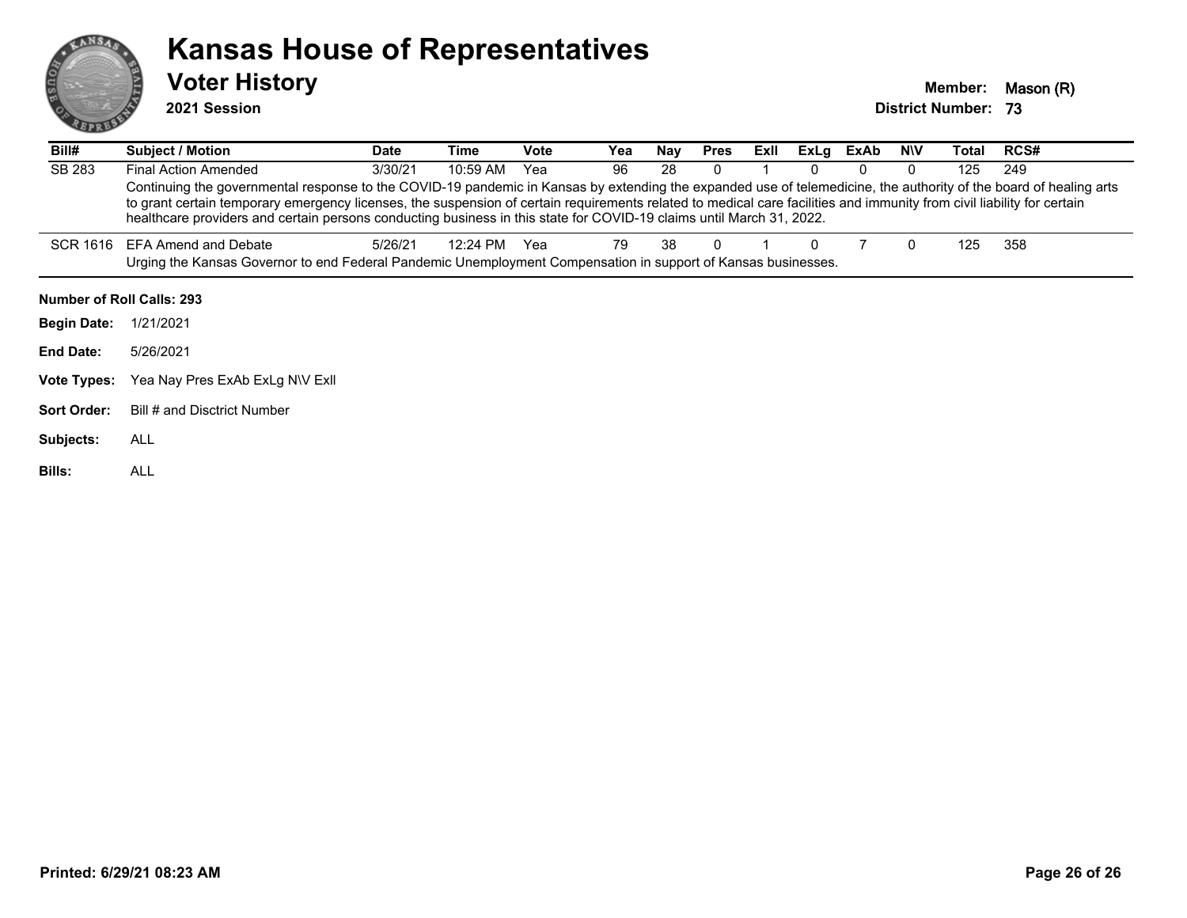# Kansas House of Representatives

## Voter History

**2021 Session**

**Member:** Mason (R)
**District Number:** 73

| Bill# | Subject / Motion | Date | Time | Vote | Yea | Nay | Pres | ExII | ExLg | ExAb | N\V | Total | RCS# |
|---|---|---|---|---|---|---|---|---|---|---|---|---|---|
| SB 283 | Final Action Amended | 3/30/21 | 10:59 AM | Yea | 96 | 28 | 0 | 1 | 0 | 0 | 0 | 125 | 249 |
| | Continuing the governmental response to the COVID-19 pandemic in Kansas by extending the expanded use of telemedicine, the authority of the board of healing arts to grant certain temporary emergency licenses, the suspension of certain requirements related to medical care facilities and immunity from civil liability for certain healthcare providers and certain persons conducting business in this state for COVID-19 claims until March 31, 2022. | | | | | | | | | | | | |
| SCR 1616 | EFA Amend and Debate | 5/26/21 | 12:24 PM | Yea | 79 | 38 | 0 | 1 | 0 | 7 | 0 | 125 | 358 |
| | Urging the Kansas Governor to end Federal Pandemic Unemployment Compensation in support of Kansas businesses. | | | | | | | | | | | | |

**Number of Roll Calls: 293**

**Begin Date:** 1/21/2021

**End Date:** 5/26/2021

**Vote Types:** Yea Nay Pres ExAb ExLg N\V ExII

**Sort Order:** Bill # and Disctrict Number

**Subjects:** ALL

**Bills:** ALL

**Printed: 6/29/21 08:23 AM**